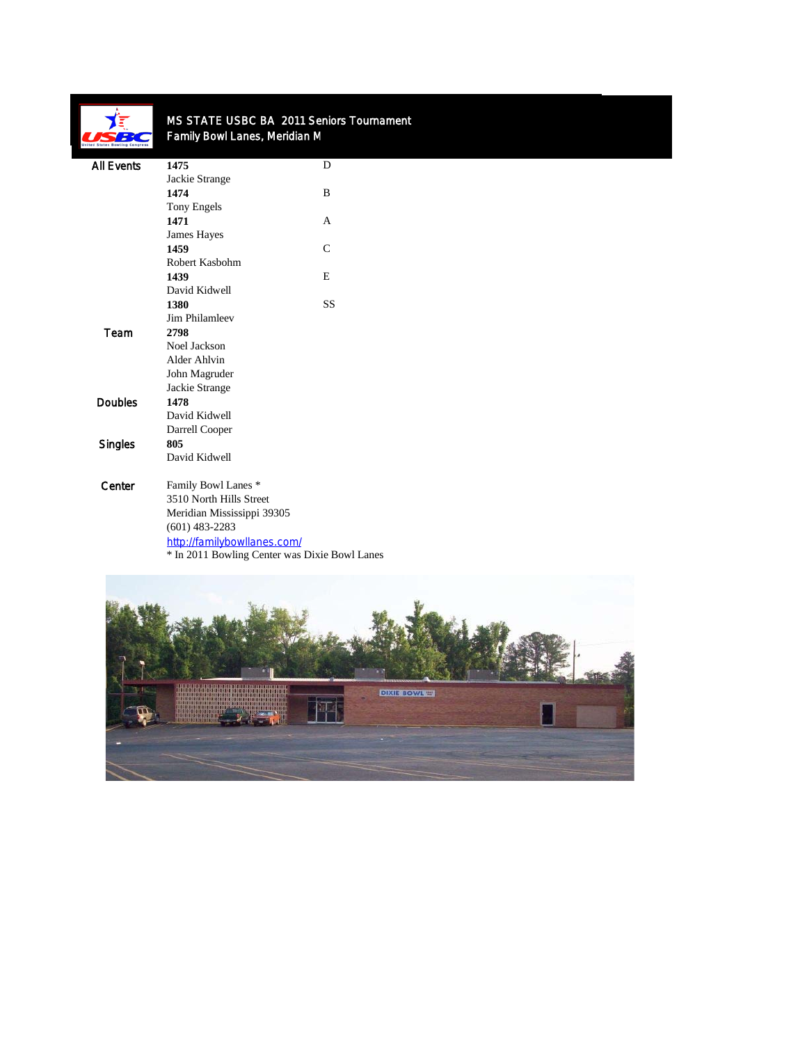# MS STATE USBC BA 2011 Seniors Tournament

## Family Bowl Lanes, Meridian M

| | | |
|---|---|---|
| All Events | **1475** | D |
| | Jackie Strange | |
| | **1474** | B |
| | Tony Engels | |
| | **1471** | A |
| | James Hayes | |
| | **1459** | C |
| | Robert Kasbohm | |
| | **1439** | E |
| | David Kidwell | |
| | **1380** | SS |
| | Jim Philamleev | |
| Team | **2798** | |
| | Noel Jackson | |
| | Alder Ahlvin | |
| | John Magruder | |
| | Jackie Strange | |
| Doubles | **1478** | |
| | David Kidwell | |
| | Darrell Cooper | |
| Singles | **805** | |
| | David Kidwell | |

**Center**

Family Bowl Lanes *
3510 North Hills Street
Meridian Mississippi 39305
(601) 483-2283
http://familybowllanes.com/
* In 2011 Bowling Center was Dixie Bowl Lanes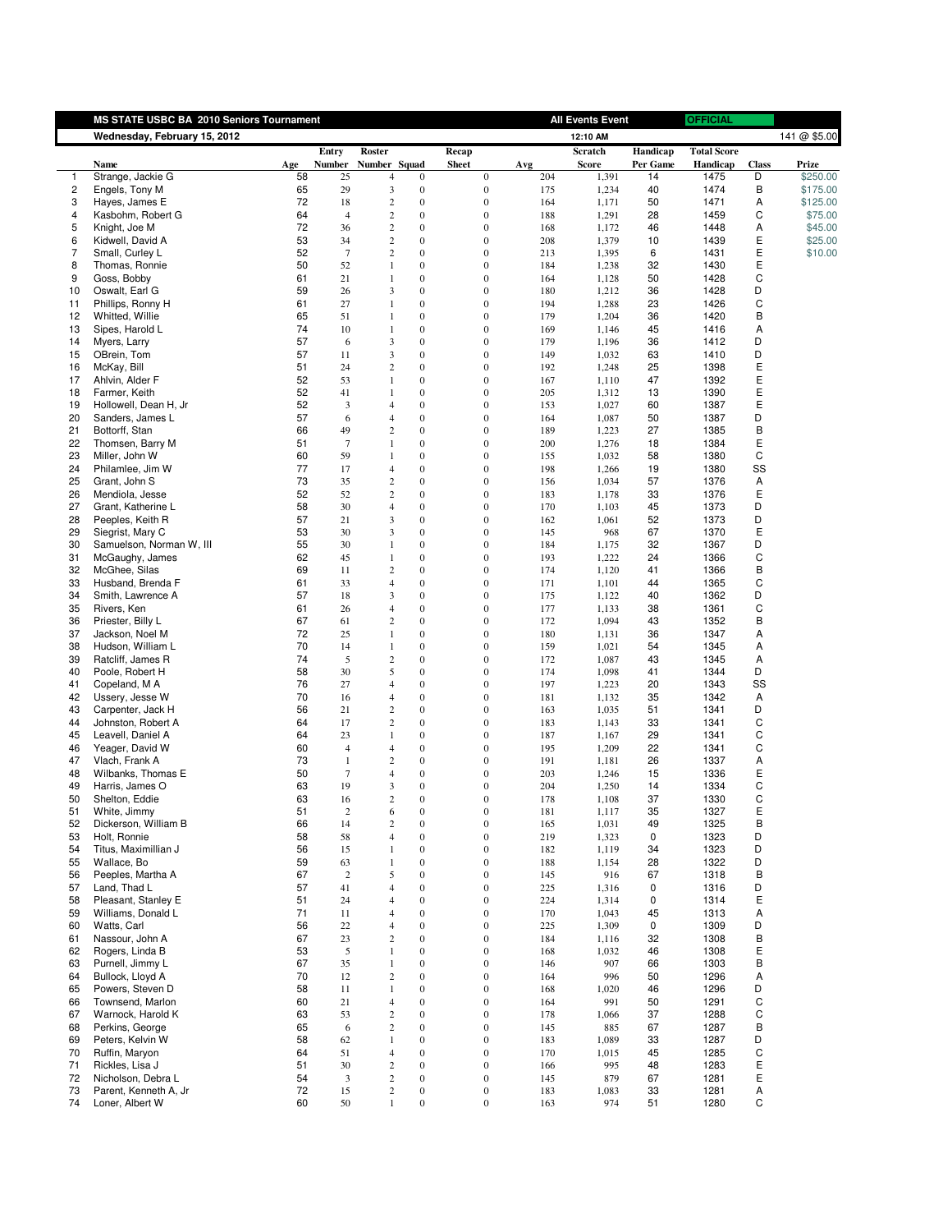| | MS STATE USBC BA 2010 Seniors Tournament | | | | | | | | All Events Event | | OFFICIAL | | |
|---|---|---|---|---|---|---|---|---|---|---|---|---|---|
| | Wednesday, February 15, 2012 | | | | | | | | 12:10 AM | | | | 141 @ $5.00 |
| | Name | Age | Entry Number | Roster Number | Squad | Recap Sheet | Avg | | Scratch Score | Handicap Per Game | Total Score Handicap | Class | Prize |
| 1 | Strange, Jackie G | 58 | 25 | 4 | 0 | 0 | 204 | | 1,391 | 14 | 1475 | D | $250.00 |
| 2 | Engels, Tony M | 65 | 29 | 3 | 0 | 0 | 175 | | 1,234 | 40 | 1474 | B | $175.00 |
| 3 | Hayes, James E | 72 | 18 | 2 | 0 | 0 | 164 | | 1,171 | 50 | 1471 | A | $125.00 |
| 4 | Kasbohm, Robert G | 64 | 4 | 2 | 0 | 0 | 188 | | 1,291 | 28 | 1459 | C | $75.00 |
| 5 | Knight, Joe M | 72 | 36 | 2 | 0 | 0 | 168 | | 1,172 | 46 | 1448 | A | $45.00 |
| 6 | Kidwell, David A | 53 | 34 | 2 | 0 | 0 | 208 | | 1,379 | 10 | 1439 | E | $25.00 |
| 7 | Small, Curley L | 52 | 7 | 2 | 0 | 0 | 213 | | 1,395 | 6 | 1431 | E | $10.00 |
| 8 | Thomas, Ronnie | 50 | 52 | 1 | 0 | 0 | 184 | | 1,238 | 32 | 1430 | E | |
| 9 | Goss, Bobby | 61 | 21 | 1 | 0 | 0 | 164 | | 1,128 | 50 | 1428 | C | |
| 10 | Oswalt, Earl G | 59 | 26 | 3 | 0 | 0 | 180 | | 1,212 | 36 | 1428 | D | |
| 11 | Phillips, Ronny H | 61 | 27 | 1 | 0 | 0 | 194 | | 1,288 | 23 | 1426 | C | |
| 12 | Whitted, Willie | 65 | 51 | 1 | 0 | 0 | 179 | | 1,204 | 36 | 1420 | B | |
| 13 | Sipes, Harold L | 74 | 10 | 1 | 0 | 0 | 169 | | 1,146 | 45 | 1416 | A | |
| 14 | Myers, Larry | 57 | 6 | 3 | 0 | 0 | 179 | | 1,196 | 36 | 1412 | D | |
| 15 | OBrein, Tom | 57 | 11 | 3 | 0 | 0 | 149 | | 1,032 | 63 | 1410 | D | |
| 16 | McKay, Bill | 51 | 24 | 2 | 0 | 0 | 192 | | 1,248 | 25 | 1398 | E | |
| 17 | Ahlvin, Alder F | 52 | 53 | 1 | 0 | 0 | 167 | | 1,110 | 47 | 1392 | E | |
| 18 | Farmer, Keith | 52 | 41 | 1 | 0 | 0 | 205 | | 1,312 | 13 | 1390 | E | |
| 19 | Hollowell, Dean H, Jr | 52 | 3 | 4 | 0 | 0 | 153 | | 1,027 | 60 | 1387 | E | |
| 20 | Sanders, James L | 57 | 6 | 4 | 0 | 0 | 164 | | 1,087 | 50 | 1387 | D | |
| 21 | Bottorff, Stan | 66 | 49 | 2 | 0 | 0 | 189 | | 1,223 | 27 | 1385 | B | |
| 22 | Thomsen, Barry M | 51 | 7 | 1 | 0 | 0 | 200 | | 1,276 | 18 | 1384 | E | |
| 23 | Miller, John W | 60 | 59 | 1 | 0 | 0 | 155 | | 1,032 | 58 | 1380 | C | |
| 24 | Philamlee, Jim W | 77 | 17 | 4 | 0 | 0 | 198 | | 1,266 | 19 | 1380 | SS | |
| 25 | Grant, John S | 73 | 35 | 2 | 0 | 0 | 156 | | 1,034 | 57 | 1376 | A | |
| 26 | Mendiola, Jesse | 52 | 52 | 2 | 0 | 0 | 183 | | 1,178 | 33 | 1376 | E | |
| 27 | Grant, Katherine L | 58 | 30 | 4 | 0 | 0 | 170 | | 1,103 | 45 | 1373 | D | |
| 28 | Peeples, Keith R | 57 | 21 | 3 | 0 | 0 | 162 | | 1,061 | 52 | 1373 | D | |
| 29 | Siegrist, Mary C | 53 | 30 | 3 | 0 | 0 | 145 | | 968 | 67 | 1370 | E | |
| 30 | Samuelson, Norman W, III | 55 | 30 | 1 | 0 | 0 | 184 | | 1,175 | 32 | 1367 | D | |
| 31 | McGaughy, James | 62 | 45 | 1 | 0 | 0 | 193 | | 1,222 | 24 | 1366 | C | |
| 32 | McGhee, Silas | 69 | 11 | 2 | 0 | 0 | 174 | | 1,120 | 41 | 1366 | B | |
| 33 | Husband, Brenda F | 61 | 33 | 4 | 0 | 0 | 171 | | 1,101 | 44 | 1365 | C | |
| 34 | Smith, Lawrence A | 57 | 18 | 3 | 0 | 0 | 175 | | 1,122 | 40 | 1362 | D | |
| 35 | Rivers, Ken | 61 | 26 | 4 | 0 | 0 | 177 | | 1,133 | 38 | 1361 | C | |
| 36 | Priester, Billy L | 67 | 61 | 2 | 0 | 0 | 172 | | 1,094 | 43 | 1352 | B | |
| 37 | Jackson, Noel M | 72 | 25 | 1 | 0 | 0 | 180 | | 1,131 | 36 | 1347 | A | |
| 38 | Hudson, William L | 70 | 14 | 1 | 0 | 0 | 159 | | 1,021 | 54 | 1345 | A | |
| 39 | Ratcliff, James R | 74 | 5 | 2 | 0 | 0 | 172 | | 1,087 | 43 | 1345 | A | |
| 40 | Poole, Robert H | 58 | 30 | 5 | 0 | 0 | 174 | | 1,098 | 41 | 1344 | D | |
| 41 | Copeland, M A | 76 | 27 | 4 | 0 | 0 | 197 | | 1,223 | 20 | 1343 | SS | |
| 42 | Ussery, Jesse W | 70 | 16 | 4 | 0 | 0 | 181 | | 1,132 | 35 | 1342 | A | |
| 43 | Carpenter, Jack H | 56 | 21 | 2 | 0 | 0 | 163 | | 1,035 | 51 | 1341 | D | |
| 44 | Johnston, Robert A | 64 | 17 | 2 | 0 | 0 | 183 | | 1,143 | 33 | 1341 | C | |
| 45 | Leavell, Daniel A | 64 | 23 | 1 | 0 | 0 | 187 | | 1,167 | 29 | 1341 | C | |
| 46 | Yeager, David W | 60 | 4 | 4 | 0 | 0 | 195 | | 1,209 | 22 | 1341 | C | |
| 47 | Vlach, Frank A | 73 | 1 | 2 | 0 | 0 | 191 | | 1,181 | 26 | 1337 | A | |
| 48 | Wilbanks, Thomas E | 50 | 7 | 4 | 0 | 0 | 203 | | 1,246 | 15 | 1336 | E | |
| 49 | Harris, James O | 63 | 19 | 3 | 0 | 0 | 204 | | 1,250 | 14 | 1334 | C | |
| 50 | Shelton, Eddie | 63 | 16 | 2 | 0 | 0 | 178 | | 1,108 | 37 | 1330 | C | |
| 51 | White, Jimmy | 51 | 2 | 6 | 0 | 0 | 181 | | 1,117 | 35 | 1327 | E | |
| 52 | Dickerson, William B | 66 | 14 | 2 | 0 | 0 | 165 | | 1,031 | 49 | 1325 | B | |
| 53 | Holt, Ronnie | 58 | 58 | 4 | 0 | 0 | 219 | | 1,323 | 0 | 1323 | D | |
| 54 | Titus, Maximillian J | 56 | 15 | 1 | 0 | 0 | 182 | | 1,119 | 34 | 1323 | D | |
| 55 | Wallace, Bo | 59 | 63 | 1 | 0 | 0 | 188 | | 1,154 | 28 | 1322 | D | |
| 56 | Peeples, Martha A | 67 | 2 | 5 | 0 | 0 | 145 | | 916 | 67 | 1318 | B | |
| 57 | Land, Thad L | 57 | 41 | 4 | 0 | 0 | 225 | | 1,316 | 0 | 1316 | D | |
| 58 | Pleasant, Stanley E | 51 | 24 | 4 | 0 | 0 | 224 | | 1,314 | 0 | 1314 | E | |
| 59 | Williams, Donald L | 71 | 11 | 4 | 0 | 0 | 170 | | 1,043 | 45 | 1313 | A | |
| 60 | Watts, Carl | 56 | 22 | 4 | 0 | 0 | 225 | | 1,309 | 0 | 1309 | D | |
| 61 | Nassour, John A | 67 | 23 | 2 | 0 | 0 | 184 | | 1,116 | 32 | 1308 | B | |
| 62 | Rogers, Linda B | 53 | 5 | 1 | 0 | 0 | 168 | | 1,032 | 46 | 1308 | E | |
| 63 | Purnell, Jimmy L | 67 | 35 | 1 | 0 | 0 | 146 | | 907 | 66 | 1303 | B | |
| 64 | Bullock, Lloyd A | 70 | 12 | 2 | 0 | 0 | 164 | | 996 | 50 | 1296 | A | |
| 65 | Powers, Steven D | 58 | 11 | 1 | 0 | 0 | 168 | | 1,020 | 46 | 1296 | D | |
| 66 | Townsend, Marlon | 60 | 21 | 4 | 0 | 0 | 164 | | 991 | 50 | 1291 | C | |
| 67 | Warnock, Harold K | 63 | 53 | 2 | 0 | 0 | 178 | | 1,066 | 37 | 1288 | C | |
| 68 | Perkins, George | 65 | 6 | 2 | 0 | 0 | 145 | | 885 | 67 | 1287 | B | |
| 69 | Peters, Kelvin W | 58 | 62 | 1 | 0 | 0 | 183 | | 1,089 | 33 | 1287 | D | |
| 70 | Ruffin, Maryon | 64 | 51 | 4 | 0 | 0 | 170 | | 1,015 | 45 | 1285 | C | |
| 71 | Rickles, Lisa J | 51 | 30 | 2 | 0 | 0 | 166 | | 995 | 48 | 1283 | E | |
| 72 | Nicholson, Debra L | 54 | 3 | 2 | 0 | 0 | 145 | | 879 | 67 | 1281 | E | |
| 73 | Parent, Kenneth A, Jr | 72 | 15 | 2 | 0 | 0 | 183 | | 1,083 | 33 | 1281 | A | |
| 74 | Loner, Albert W | 60 | 50 | 1 | 0 | 0 | 163 | | 974 | 51 | 1280 | C | |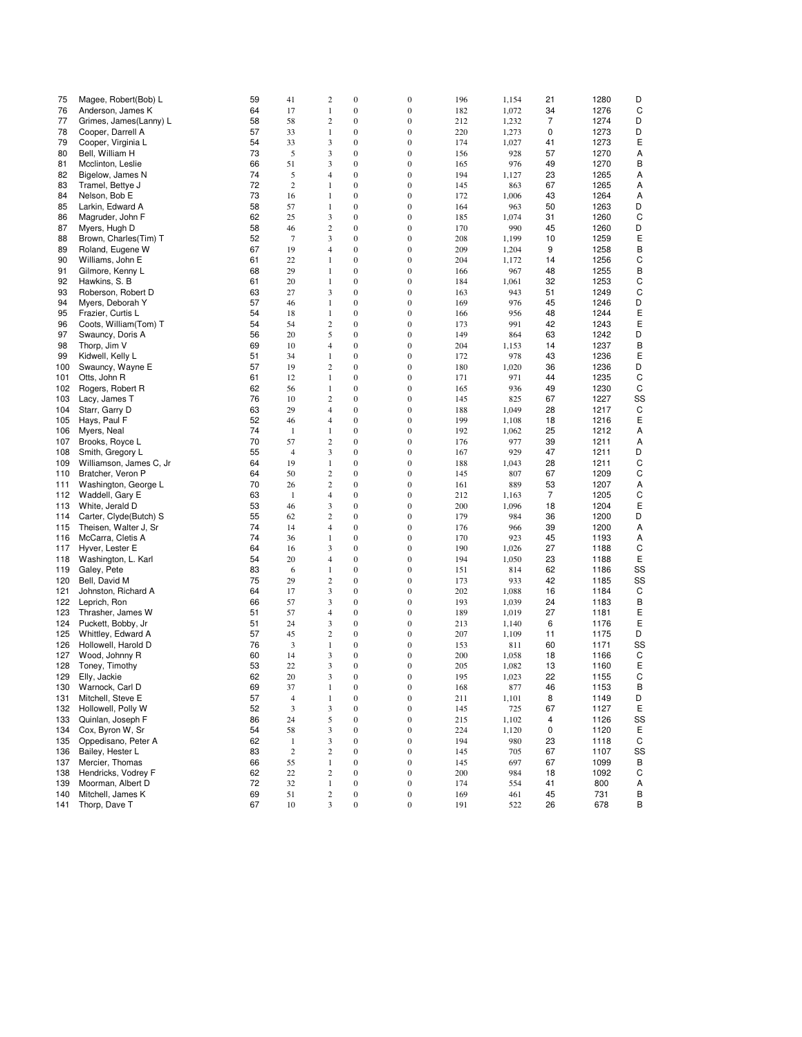| | | | | | | | | | | | |
|---|---|---|---|---|---|---|---|---|---|---|---|
| 75 | Magee, Robert(Bob) L | 59 | 41 | 2 | 0 | 0 | 196 | 1,154 | 21 | 1280 | D |
| 76 | Anderson, James K | 64 | 17 | 1 | 0 | 0 | 182 | 1,072 | 34 | 1276 | C |
| 77 | Grimes, James(Lanny) L | 58 | 58 | 2 | 0 | 0 | 212 | 1,232 | 7 | 1274 | D |
| 78 | Cooper, Darrell A | 57 | 33 | 1 | 0 | 0 | 220 | 1,273 | 0 | 1273 | D |
| 79 | Cooper, Virginia L | 54 | 33 | 3 | 0 | 0 | 174 | 1,027 | 41 | 1273 | E |
| 80 | Bell, William H | 73 | 5 | 3 | 0 | 0 | 156 | 928 | 57 | 1270 | A |
| 81 | Mcclinton, Leslie | 66 | 51 | 3 | 0 | 0 | 165 | 976 | 49 | 1270 | B |
| 82 | Bigelow, James N | 74 | 5 | 4 | 0 | 0 | 194 | 1,127 | 23 | 1265 | A |
| 83 | Tramel, Bettye J | 72 | 2 | 1 | 0 | 0 | 145 | 863 | 67 | 1265 | A |
| 84 | Nelson, Bob E | 73 | 16 | 1 | 0 | 0 | 172 | 1,006 | 43 | 1264 | A |
| 85 | Larkin, Edward A | 58 | 57 | 1 | 0 | 0 | 164 | 963 | 50 | 1263 | D |
| 86 | Magruder, John F | 62 | 25 | 3 | 0 | 0 | 185 | 1,074 | 31 | 1260 | C |
| 87 | Myers, Hugh D | 58 | 46 | 2 | 0 | 0 | 170 | 990 | 45 | 1260 | D |
| 88 | Brown, Charles(Tim) T | 52 | 7 | 3 | 0 | 0 | 208 | 1,199 | 10 | 1259 | E |
| 89 | Roland, Eugene W | 67 | 19 | 4 | 0 | 0 | 209 | 1,204 | 9 | 1258 | B |
| 90 | Williams, John E | 61 | 22 | 1 | 0 | 0 | 204 | 1,172 | 14 | 1256 | C |
| 91 | Gilmore, Kenny L | 68 | 29 | 1 | 0 | 0 | 166 | 967 | 48 | 1255 | B |
| 92 | Hawkins, S. B | 61 | 20 | 1 | 0 | 0 | 184 | 1,061 | 32 | 1253 | C |
| 93 | Roberson, Robert D | 63 | 27 | 3 | 0 | 0 | 163 | 943 | 51 | 1249 | C |
| 94 | Myers, Deborah Y | 57 | 46 | 1 | 0 | 0 | 169 | 976 | 45 | 1246 | D |
| 95 | Frazier, Curtis L | 54 | 18 | 1 | 0 | 0 | 166 | 956 | 48 | 1244 | E |
| 96 | Coots, William(Tom) T | 54 | 54 | 2 | 0 | 0 | 173 | 991 | 42 | 1243 | E |
| 97 | Swauncy, Doris A | 56 | 20 | 5 | 0 | 0 | 149 | 864 | 63 | 1242 | D |
| 98 | Thorp, Jim V | 69 | 10 | 4 | 0 | 0 | 204 | 1,153 | 14 | 1237 | B |
| 99 | Kidwell, Kelly L | 51 | 34 | 1 | 0 | 0 | 172 | 978 | 43 | 1236 | E |
| 100 | Swauncy, Wayne E | 57 | 19 | 2 | 0 | 0 | 180 | 1,020 | 36 | 1236 | D |
| 101 | Otts, John R | 61 | 12 | 1 | 0 | 0 | 171 | 971 | 44 | 1235 | C |
| 102 | Rogers, Robert R | 62 | 56 | 1 | 0 | 0 | 165 | 936 | 49 | 1230 | C |
| 103 | Lacy, James T | 76 | 10 | 2 | 0 | 0 | 145 | 825 | 67 | 1227 | SS |
| 104 | Starr, Garry D | 63 | 29 | 4 | 0 | 0 | 188 | 1,049 | 28 | 1217 | C |
| 105 | Hays, Paul F | 52 | 46 | 4 | 0 | 0 | 199 | 1,108 | 18 | 1216 | E |
| 106 | Myers, Neal | 74 | 1 | 1 | 0 | 0 | 192 | 1,062 | 25 | 1212 | A |
| 107 | Brooks, Royce L | 70 | 57 | 2 | 0 | 0 | 176 | 977 | 39 | 1211 | A |
| 108 | Smith, Gregory L | 55 | 4 | 3 | 0 | 0 | 167 | 929 | 47 | 1211 | D |
| 109 | Williamson, James C, Jr | 64 | 19 | 1 | 0 | 0 | 188 | 1,043 | 28 | 1211 | C |
| 110 | Bratcher, Veron P | 64 | 50 | 2 | 0 | 0 | 145 | 807 | 67 | 1209 | C |
| 111 | Washington, George L | 70 | 26 | 2 | 0 | 0 | 161 | 889 | 53 | 1207 | A |
| 112 | Waddell, Gary E | 63 | 1 | 4 | 0 | 0 | 212 | 1,163 | 7 | 1205 | C |
| 113 | White, Jerald D | 53 | 46 | 3 | 0 | 0 | 200 | 1,096 | 18 | 1204 | E |
| 114 | Carter, Clyde(Butch) S | 55 | 62 | 2 | 0 | 0 | 179 | 984 | 36 | 1200 | D |
| 115 | Theisen, Walter J, Sr | 74 | 14 | 4 | 0 | 0 | 176 | 966 | 39 | 1200 | A |
| 116 | McCarra, Cletis A | 74 | 36 | 1 | 0 | 0 | 170 | 923 | 45 | 1193 | A |
| 117 | Hyver, Lester E | 64 | 16 | 3 | 0 | 0 | 190 | 1,026 | 27 | 1188 | C |
| 118 | Washington, L. Karl | 54 | 20 | 4 | 0 | 0 | 194 | 1,050 | 23 | 1188 | E |
| 119 | Galey, Pete | 83 | 6 | 1 | 0 | 0 | 151 | 814 | 62 | 1186 | SS |
| 120 | Bell, David M | 75 | 29 | 2 | 0 | 0 | 173 | 933 | 42 | 1185 | SS |
| 121 | Johnston, Richard A | 64 | 17 | 3 | 0 | 0 | 202 | 1,088 | 16 | 1184 | C |
| 122 | Leprich, Ron | 66 | 57 | 3 | 0 | 0 | 193 | 1,039 | 24 | 1183 | B |
| 123 | Thrasher, James W | 51 | 57 | 4 | 0 | 0 | 189 | 1,019 | 27 | 1181 | E |
| 124 | Puckett, Bobby, Jr | 51 | 24 | 3 | 0 | 0 | 213 | 1,140 | 6 | 1176 | E |
| 125 | Whittley, Edward A | 57 | 45 | 2 | 0 | 0 | 207 | 1,109 | 11 | 1175 | D |
| 126 | Hollowell, Harold D | 76 | 3 | 1 | 0 | 0 | 153 | 811 | 60 | 1171 | SS |
| 127 | Wood, Johnny R | 60 | 14 | 3 | 0 | 0 | 200 | 1,058 | 18 | 1166 | C |
| 128 | Toney, Timothy | 53 | 22 | 3 | 0 | 0 | 205 | 1,082 | 13 | 1160 | E |
| 129 | Elly, Jackie | 62 | 20 | 3 | 0 | 0 | 195 | 1,023 | 22 | 1155 | C |
| 130 | Warnock, Carl D | 69 | 37 | 1 | 0 | 0 | 168 | 877 | 46 | 1153 | B |
| 131 | Mitchell, Steve E | 57 | 4 | 1 | 0 | 0 | 211 | 1,101 | 8 | 1149 | D |
| 132 | Hollowell, Polly W | 52 | 3 | 3 | 0 | 0 | 145 | 725 | 67 | 1127 | E |
| 133 | Quinlan, Joseph F | 86 | 24 | 5 | 0 | 0 | 215 | 1,102 | 4 | 1126 | SS |
| 134 | Cox, Byron W, Sr | 54 | 58 | 3 | 0 | 0 | 224 | 1,120 | 0 | 1120 | E |
| 135 | Oppedisano, Peter A | 62 | 1 | 3 | 0 | 0 | 194 | 980 | 23 | 1118 | C |
| 136 | Bailey, Hester L | 83 | 2 | 2 | 0 | 0 | 145 | 705 | 67 | 1107 | SS |
| 137 | Mercier, Thomas | 66 | 55 | 1 | 0 | 0 | 145 | 697 | 67 | 1099 | B |
| 138 | Hendricks, Vodrey F | 62 | 22 | 2 | 0 | 0 | 200 | 984 | 18 | 1092 | C |
| 139 | Moorman, Albert D | 72 | 32 | 1 | 0 | 0 | 174 | 554 | 41 | 800 | A |
| 140 | Mitchell, James K | 69 | 51 | 2 | 0 | 0 | 169 | 461 | 45 | 731 | B |
| 141 | Thorp, Dave T | 67 | 10 | 3 | 0 | 0 | 191 | 522 | 26 | 678 | B |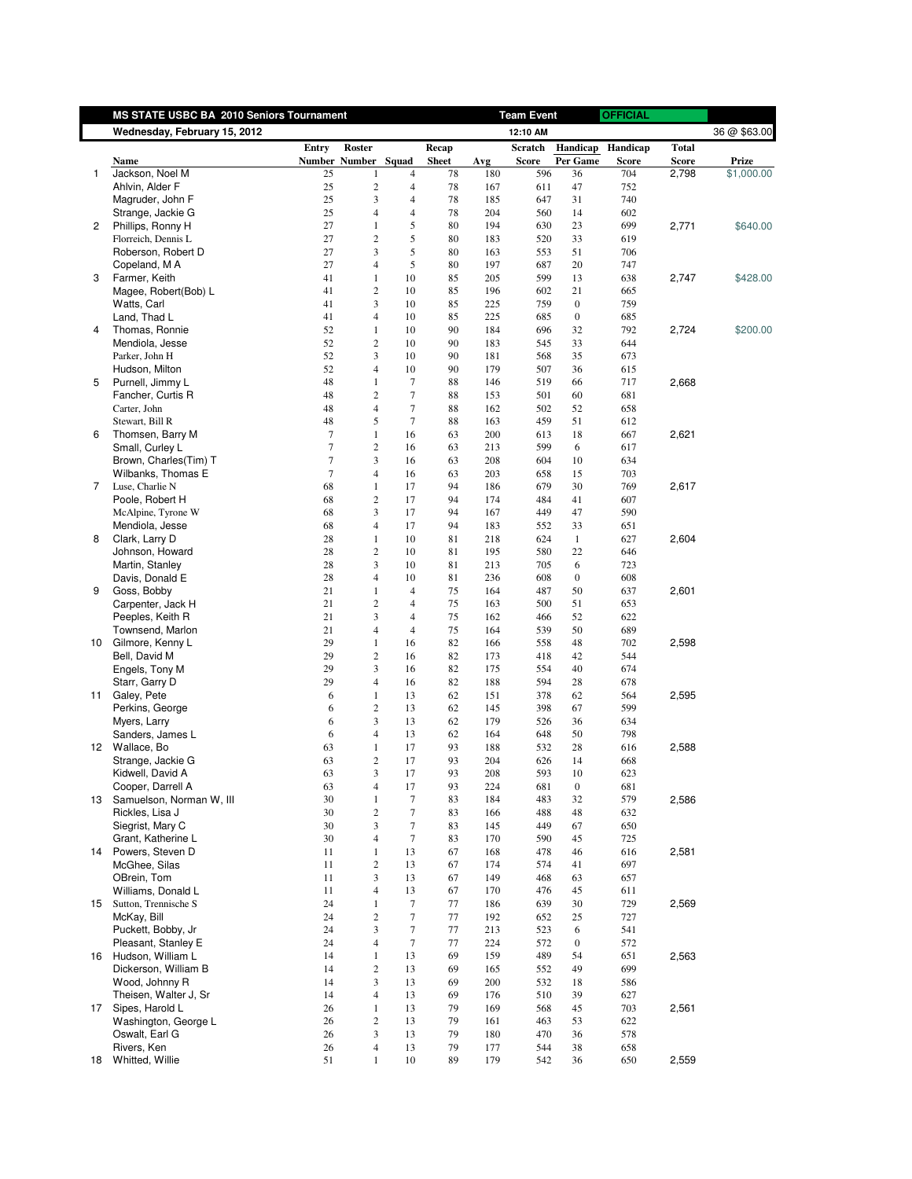**MS STATE USBC BA 2010 Seniors Tournament** — **Team Event** — **OFFICIAL**

**Wednesday, February 15, 2012** — **12:10 AM** — 36 @ $63.00

| | Name | Entry Number | Roster Number | Squad | Recap Sheet | Avg | Scratch Score | Handicap Per Game | Handicap Score | Total Score | Prize |
|---|---|---|---|---|---|---|---|---|---|---|---|
| 1 | Jackson, Noel M | 25 | 1 | 4 | 78 | 180 | 596 | 36 | 704 | 2,798 | $1,000.00 |
| | Ahlvin, Alder F | 25 | 2 | 4 | 78 | 167 | 611 | 47 | 752 | | |
| | Magruder, John F | 25 | 3 | 4 | 78 | 185 | 647 | 31 | 740 | | |
| | Strange, Jackie G | 25 | 4 | 4 | 78 | 204 | 560 | 14 | 602 | | |
| 2 | Phillips, Ronny H | 27 | 1 | 5 | 80 | 194 | 630 | 23 | 699 | 2,771 | $640.00 |
| | Florreich, Dennis L | 27 | 2 | 5 | 80 | 183 | 520 | 33 | 619 | | |
| | Roberson, Robert D | 27 | 3 | 5 | 80 | 163 | 553 | 51 | 706 | | |
| | Copeland, M A | 27 | 4 | 5 | 80 | 197 | 687 | 20 | 747 | | |
| 3 | Farmer, Keith | 41 | 1 | 10 | 85 | 205 | 599 | 13 | 638 | 2,747 | $428.00 |
| | Magee, Robert(Bob) L | 41 | 2 | 10 | 85 | 196 | 602 | 21 | 665 | | |
| | Watts, Carl | 41 | 3 | 10 | 85 | 225 | 759 | 0 | 759 | | |
| | Land, Thad L | 41 | 4 | 10 | 85 | 225 | 685 | 0 | 685 | | |
| 4 | Thomas, Ronnie | 52 | 1 | 10 | 90 | 184 | 696 | 32 | 792 | 2,724 | $200.00 |
| | Mendiola, Jesse | 52 | 2 | 10 | 90 | 183 | 545 | 33 | 644 | | |
| | Parker, John H | 52 | 3 | 10 | 90 | 181 | 568 | 35 | 673 | | |
| | Hudson, Milton | 52 | 4 | 10 | 90 | 179 | 507 | 36 | 615 | | |
| 5 | Purnell, Jimmy L | 48 | 1 | 7 | 88 | 146 | 519 | 66 | 717 | 2,668 | |
| | Fancher, Curtis R | 48 | 2 | 7 | 88 | 153 | 501 | 60 | 681 | | |
| | Carter, John | 48 | 4 | 7 | 88 | 162 | 502 | 52 | 658 | | |
| | Stewart, Bill R | 48 | 5 | 7 | 88 | 163 | 459 | 51 | 612 | | |
| 6 | Thomsen, Barry M | 7 | 1 | 16 | 63 | 200 | 613 | 18 | 667 | 2,621 | |
| | Small, Curley L | 7 | 2 | 16 | 63 | 213 | 599 | 6 | 617 | | |
| | Brown, Charles(Tim) T | 7 | 3 | 16 | 63 | 208 | 604 | 10 | 634 | | |
| | Wilbanks, Thomas E | 7 | 4 | 16 | 63 | 203 | 658 | 15 | 703 | | |
| 7 | Luse, Charlie N | 68 | 1 | 17 | 94 | 186 | 679 | 30 | 769 | 2,617 | |
| | Poole, Robert H | 68 | 2 | 17 | 94 | 174 | 484 | 41 | 607 | | |
| | McAlpine, Tyrone W | 68 | 3 | 17 | 94 | 167 | 449 | 47 | 590 | | |
| | Mendiola, Jesse | 68 | 4 | 17 | 94 | 183 | 552 | 33 | 651 | | |
| 8 | Clark, Larry D | 28 | 1 | 10 | 81 | 218 | 624 | 1 | 627 | 2,604 | |
| | Johnson, Howard | 28 | 2 | 10 | 81 | 195 | 580 | 22 | 646 | | |
| | Martin, Stanley | 28 | 3 | 10 | 81 | 213 | 705 | 6 | 723 | | |
| | Davis, Donald E | 28 | 4 | 10 | 81 | 236 | 608 | 0 | 608 | | |
| 9 | Goss, Bobby | 21 | 1 | 4 | 75 | 164 | 487 | 50 | 637 | 2,601 | |
| | Carpenter, Jack H | 21 | 2 | 4 | 75 | 163 | 500 | 51 | 653 | | |
| | Peeples, Keith R | 21 | 3 | 4 | 75 | 162 | 466 | 52 | 622 | | |
| | Townsend, Marlon | 21 | 4 | 4 | 75 | 164 | 539 | 50 | 689 | | |
| 10 | Gilmore, Kenny L | 29 | 1 | 16 | 82 | 166 | 558 | 48 | 702 | 2,598 | |
| | Bell, David M | 29 | 2 | 16 | 82 | 173 | 418 | 42 | 544 | | |
| | Engels, Tony M | 29 | 3 | 16 | 82 | 175 | 554 | 40 | 674 | | |
| | Starr, Garry D | 29 | 4 | 16 | 82 | 188 | 594 | 28 | 678 | | |
| 11 | Galey, Pete | 6 | 1 | 13 | 62 | 151 | 378 | 62 | 564 | 2,595 | |
| | Perkins, George | 6 | 2 | 13 | 62 | 145 | 398 | 67 | 599 | | |
| | Myers, Larry | 6 | 3 | 13 | 62 | 179 | 526 | 36 | 634 | | |
| | Sanders, James L | 6 | 4 | 13 | 62 | 164 | 648 | 50 | 798 | | |
| 12 | Wallace, Bo | 63 | 1 | 17 | 93 | 188 | 532 | 28 | 616 | 2,588 | |
| | Strange, Jackie G | 63 | 2 | 17 | 93 | 204 | 626 | 14 | 668 | | |
| | Kidwell, David A | 63 | 3 | 17 | 93 | 208 | 593 | 10 | 623 | | |
| | Cooper, Darrell A | 63 | 4 | 17 | 93 | 224 | 681 | 0 | 681 | | |
| 13 | Samuelson, Norman W, III | 30 | 1 | 7 | 83 | 184 | 483 | 32 | 579 | 2,586 | |
| | Rickles, Lisa J | 30 | 2 | 7 | 83 | 166 | 488 | 48 | 632 | | |
| | Siegrist, Mary C | 30 | 3 | 7 | 83 | 145 | 449 | 67 | 650 | | |
| | Grant, Katherine L | 30 | 4 | 7 | 83 | 170 | 590 | 45 | 725 | | |
| 14 | Powers, Steven D | 11 | 1 | 13 | 67 | 168 | 478 | 46 | 616 | 2,581 | |
| | McGhee, Silas | 11 | 2 | 13 | 67 | 174 | 574 | 41 | 697 | | |
| | OBrein, Tom | 11 | 3 | 13 | 67 | 149 | 468 | 63 | 657 | | |
| | Williams, Donald L | 11 | 4 | 13 | 67 | 170 | 476 | 45 | 611 | | |
| 15 | Sutton, Trennische S | 24 | 1 | 7 | 77 | 186 | 639 | 30 | 729 | 2,569 | |
| | McKay, Bill | 24 | 2 | 7 | 77 | 192 | 652 | 25 | 727 | | |
| | Puckett, Bobby, Jr | 24 | 3 | 7 | 77 | 213 | 523 | 6 | 541 | | |
| | Pleasant, Stanley E | 24 | 4 | 7 | 77 | 224 | 572 | 0 | 572 | | |
| 16 | Hudson, William L | 14 | 1 | 13 | 69 | 159 | 489 | 54 | 651 | 2,563 | |
| | Dickerson, William B | 14 | 2 | 13 | 69 | 165 | 552 | 49 | 699 | | |
| | Wood, Johnny R | 14 | 3 | 13 | 69 | 200 | 532 | 18 | 586 | | |
| | Theisen, Walter J, Sr | 14 | 4 | 13 | 69 | 176 | 510 | 39 | 627 | | |
| 17 | Sipes, Harold L | 26 | 1 | 13 | 79 | 169 | 568 | 45 | 703 | 2,561 | |
| | Washington, George L | 26 | 2 | 13 | 79 | 161 | 463 | 53 | 622 | | |
| | Oswalt, Earl G | 26 | 3 | 13 | 79 | 180 | 470 | 36 | 578 | | |
| | Rivers, Ken | 26 | 4 | 13 | 79 | 177 | 544 | 38 | 658 | | |
| 18 | Whitted, Willie | 51 | 1 | 10 | 89 | 179 | 542 | 36 | 650 | 2,559 | |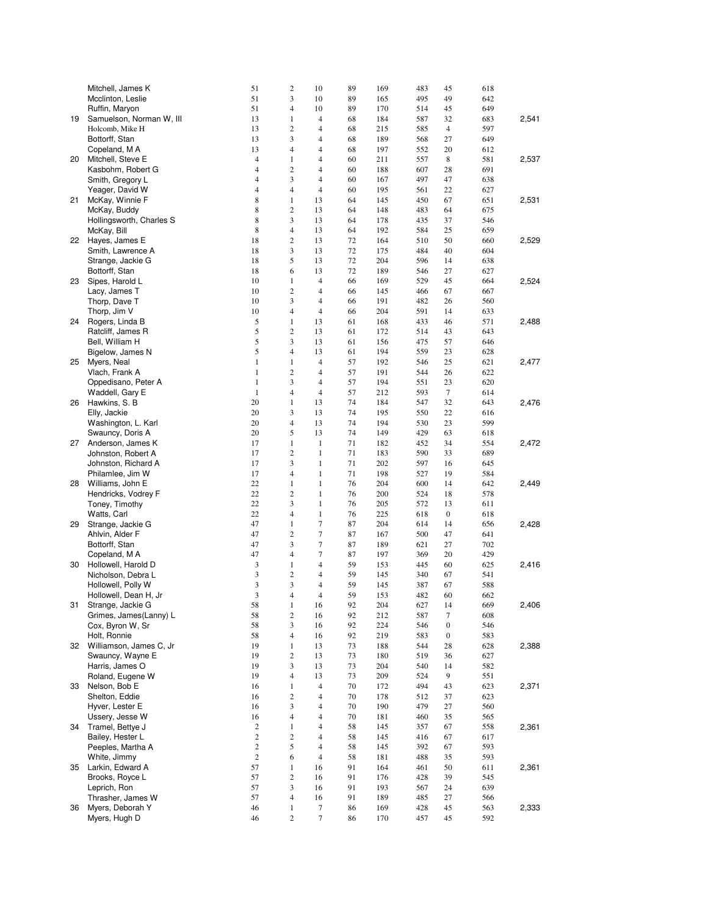| | | | | | | | | | | |
|---|---|---|---|---|---|---|---|---|---|---|
| | Mitchell, James K | 51 | 2 | 10 | 89 | 169 | 483 | 45 | 618 | |
| | Mcclinton, Leslie | 51 | 3 | 10 | 89 | 165 | 495 | 49 | 642 | |
| | Ruffin, Maryon | 51 | 4 | 10 | 89 | 170 | 514 | 45 | 649 | |
| 19 | Samuelson, Norman W, III | 13 | 1 | 4 | 68 | 184 | 587 | 32 | 683 | 2,541 |
| | Holcomb, Mike H | 13 | 2 | 4 | 68 | 215 | 585 | 4 | 597 | |
| | Bottorff, Stan | 13 | 3 | 4 | 68 | 189 | 568 | 27 | 649 | |
| | Copeland, M A | 13 | 4 | 4 | 68 | 197 | 552 | 20 | 612 | |
| 20 | Mitchell, Steve E | 4 | 1 | 4 | 60 | 211 | 557 | 8 | 581 | 2,537 |
| | Kasbohm, Robert G | 4 | 2 | 4 | 60 | 188 | 607 | 28 | 691 | |
| | Smith, Gregory L | 4 | 3 | 4 | 60 | 167 | 497 | 47 | 638 | |
| | Yeager, David W | 4 | 4 | 4 | 60 | 195 | 561 | 22 | 627 | |
| 21 | McKay, Winnie F | 8 | 1 | 13 | 64 | 145 | 450 | 67 | 651 | 2,531 |
| | McKay, Buddy | 8 | 2 | 13 | 64 | 148 | 483 | 64 | 675 | |
| | Hollingsworth, Charles S | 8 | 3 | 13 | 64 | 178 | 435 | 37 | 546 | |
| | McKay, Bill | 8 | 4 | 13 | 64 | 192 | 584 | 25 | 659 | |
| 22 | Hayes, James E | 18 | 2 | 13 | 72 | 164 | 510 | 50 | 660 | 2,529 |
| | Smith, Lawrence A | 18 | 3 | 13 | 72 | 175 | 484 | 40 | 604 | |
| | Strange, Jackie G | 18 | 5 | 13 | 72 | 204 | 596 | 14 | 638 | |
| | Bottorff, Stan | 18 | 6 | 13 | 72 | 189 | 546 | 27 | 627 | |
| 23 | Sipes, Harold L | 10 | 1 | 4 | 66 | 169 | 529 | 45 | 664 | 2,524 |
| | Lacy, James T | 10 | 2 | 4 | 66 | 145 | 466 | 67 | 667 | |
| | Thorp, Dave T | 10 | 3 | 4 | 66 | 191 | 482 | 26 | 560 | |
| | Thorp, Jim V | 10 | 4 | 4 | 66 | 204 | 591 | 14 | 633 | |
| 24 | Rogers, Linda B | 5 | 1 | 13 | 61 | 168 | 433 | 46 | 571 | 2,488 |
| | Ratcliff, James R | 5 | 2 | 13 | 61 | 172 | 514 | 43 | 643 | |
| | Bell, William H | 5 | 3 | 13 | 61 | 156 | 475 | 57 | 646 | |
| | Bigelow, James N | 5 | 4 | 13 | 61 | 194 | 559 | 23 | 628 | |
| 25 | Myers, Neal | 1 | 1 | 4 | 57 | 192 | 546 | 25 | 621 | 2,477 |
| | Vlach, Frank A | 1 | 2 | 4 | 57 | 191 | 544 | 26 | 622 | |
| | Oppedisano, Peter A | 1 | 3 | 4 | 57 | 194 | 551 | 23 | 620 | |
| | Waddell, Gary E | 1 | 4 | 4 | 57 | 212 | 593 | 7 | 614 | |
| 26 | Hawkins, S. B | 20 | 1 | 13 | 74 | 184 | 547 | 32 | 643 | 2,476 |
| | Elly, Jackie | 20 | 3 | 13 | 74 | 195 | 550 | 22 | 616 | |
| | Washington, L. Karl | 20 | 4 | 13 | 74 | 194 | 530 | 23 | 599 | |
| | Swauncy, Doris A | 20 | 5 | 13 | 74 | 149 | 429 | 63 | 618 | |
| 27 | Anderson, James K | 17 | 1 | 1 | 71 | 182 | 452 | 34 | 554 | 2,472 |
| | Johnston, Robert A | 17 | 2 | 1 | 71 | 183 | 590 | 33 | 689 | |
| | Johnston, Richard A | 17 | 3 | 1 | 71 | 202 | 597 | 16 | 645 | |
| | Philamlee, Jim W | 17 | 4 | 1 | 71 | 198 | 527 | 19 | 584 | |
| 28 | Williams, John E | 22 | 1 | 1 | 76 | 204 | 600 | 14 | 642 | 2,449 |
| | Hendricks, Vodrey F | 22 | 2 | 1 | 76 | 200 | 524 | 18 | 578 | |
| | Toney, Timothy | 22 | 3 | 1 | 76 | 205 | 572 | 13 | 611 | |
| | Watts, Carl | 22 | 4 | 1 | 76 | 225 | 618 | 0 | 618 | |
| 29 | Strange, Jackie G | 47 | 1 | 7 | 87 | 204 | 614 | 14 | 656 | 2,428 |
| | Ahlvin, Alder F | 47 | 2 | 7 | 87 | 167 | 500 | 47 | 641 | |
| | Bottorff, Stan | 47 | 3 | 7 | 87 | 189 | 621 | 27 | 702 | |
| | Copeland, M A | 47 | 4 | 7 | 87 | 197 | 369 | 20 | 429 | |
| 30 | Hollowell, Harold D | 3 | 1 | 4 | 59 | 153 | 445 | 60 | 625 | 2,416 |
| | Nicholson, Debra L | 3 | 2 | 4 | 59 | 145 | 340 | 67 | 541 | |
| | Hollowell, Polly W | 3 | 3 | 4 | 59 | 145 | 387 | 67 | 588 | |
| | Hollowell, Dean H, Jr | 3 | 4 | 4 | 59 | 153 | 482 | 60 | 662 | |
| 31 | Strange, Jackie G | 58 | 1 | 16 | 92 | 204 | 627 | 14 | 669 | 2,406 |
| | Grimes, James(Lanny) L | 58 | 2 | 16 | 92 | 212 | 587 | 7 | 608 | |
| | Cox, Byron W, Sr | 58 | 3 | 16 | 92 | 224 | 546 | 0 | 546 | |
| | Holt, Ronnie | 58 | 4 | 16 | 92 | 219 | 583 | 0 | 583 | |
| 32 | Williamson, James C, Jr | 19 | 1 | 13 | 73 | 188 | 544 | 28 | 628 | 2,388 |
| | Swauncy, Wayne E | 19 | 2 | 13 | 73 | 180 | 519 | 36 | 627 | |
| | Harris, James O | 19 | 3 | 13 | 73 | 204 | 540 | 14 | 582 | |
| | Roland, Eugene W | 19 | 4 | 13 | 73 | 209 | 524 | 9 | 551 | |
| 33 | Nelson, Bob E | 16 | 1 | 4 | 70 | 172 | 494 | 43 | 623 | 2,371 |
| | Shelton, Eddie | 16 | 2 | 4 | 70 | 178 | 512 | 37 | 623 | |
| | Hyver, Lester E | 16 | 3 | 4 | 70 | 190 | 479 | 27 | 560 | |
| | Ussery, Jesse W | 16 | 4 | 4 | 70 | 181 | 460 | 35 | 565 | |
| 34 | Tramel, Bettye J | 2 | 1 | 4 | 58 | 145 | 357 | 67 | 558 | 2,361 |
| | Bailey, Hester L | 2 | 2 | 4 | 58 | 145 | 416 | 67 | 617 | |
| | Peeples, Martha A | 2 | 5 | 4 | 58 | 145 | 392 | 67 | 593 | |
| | White, Jimmy | 2 | 6 | 4 | 58 | 181 | 488 | 35 | 593 | |
| 35 | Larkin, Edward A | 57 | 1 | 16 | 91 | 164 | 461 | 50 | 611 | 2,361 |
| | Brooks, Royce L | 57 | 2 | 16 | 91 | 176 | 428 | 39 | 545 | |
| | Leprich, Ron | 57 | 3 | 16 | 91 | 193 | 567 | 24 | 639 | |
| | Thrasher, James W | 57 | 4 | 16 | 91 | 189 | 485 | 27 | 566 | |
| 36 | Myers, Deborah Y | 46 | 1 | 7 | 86 | 169 | 428 | 45 | 563 | 2,333 |
| | Myers, Hugh D | 46 | 2 | 7 | 86 | 170 | 457 | 45 | 592 | |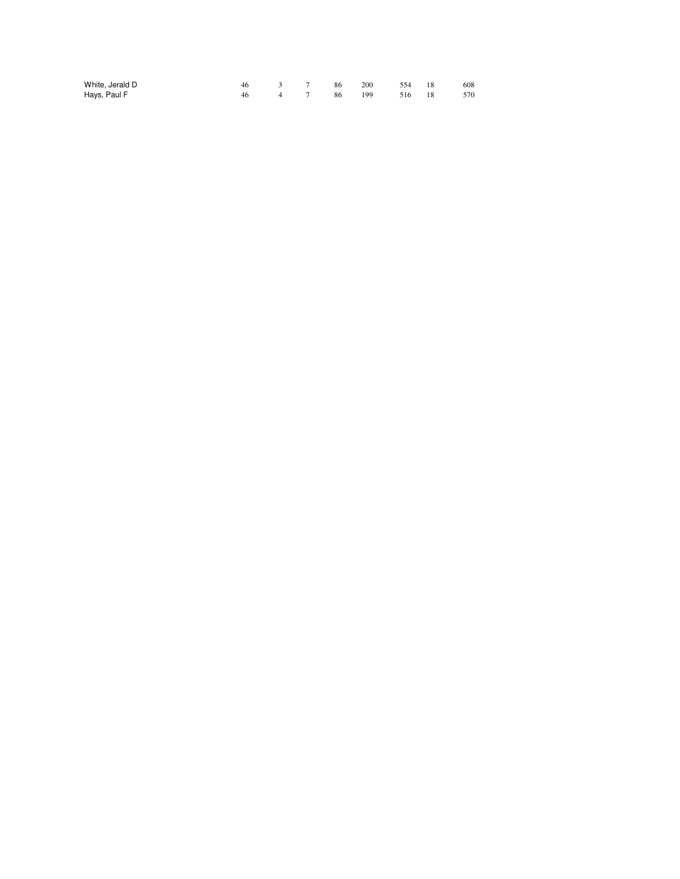| | | | | | | | | |
|---|---|---|---|---|---|---|---|---|
| White, Jerald D | 46 | 3 | 7 | 86 | 200 | 554 | 18 | 608 |
| Hays, Paul F | 46 | 4 | 7 | 86 | 199 | 516 | 18 | 570 |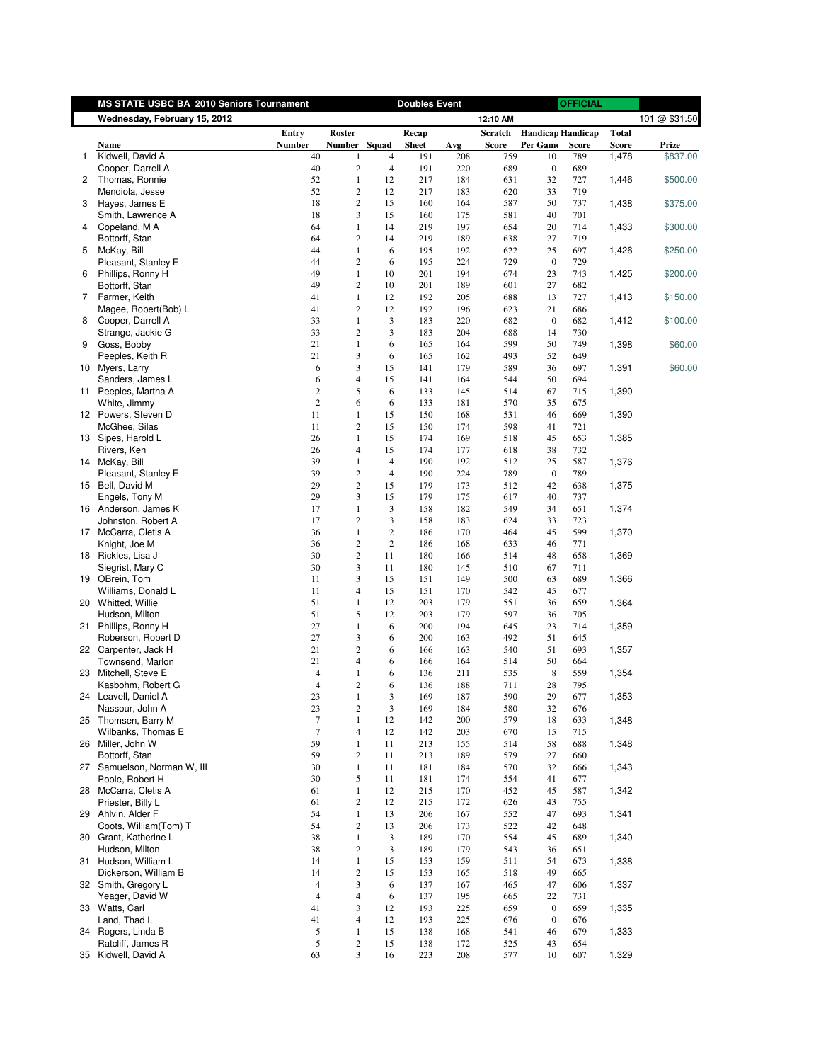| | MS STATE USBC BA 2010 Seniors Tournament | | | | Doubles Event | | | OFFICIAL | | | |
|---|---|---|---|---|---|---|---|---|---|---|---|
| | Wednesday, February 15, 2012 | | | | | | 12:10 AM | | | | 101 @ $31.50 |
| | Name | Entry Number | Roster Number | Squad | Recap Sheet | Avg | Scratch Score | Handicap Per Game | Handicap Score | Total Score | Prize |
| 1 | Kidwell, David A | 40 | 1 | 4 | 191 | 208 | 759 | 10 | 789 | 1,478 | $837.00 |
| | Cooper, Darrell A | 40 | 2 | 4 | 191 | 220 | 689 | 0 | 689 | | |
| 2 | Thomas, Ronnie | 52 | 1 | 12 | 217 | 184 | 631 | 32 | 727 | 1,446 | $500.00 |
| | Mendiola, Jesse | 52 | 2 | 12 | 217 | 183 | 620 | 33 | 719 | | |
| 3 | Hayes, James E | 18 | 2 | 15 | 160 | 164 | 587 | 50 | 737 | 1,438 | $375.00 |
| | Smith, Lawrence A | 18 | 3 | 15 | 160 | 175 | 581 | 40 | 701 | | |
| 4 | Copeland, M A | 64 | 1 | 14 | 219 | 197 | 654 | 20 | 714 | 1,433 | $300.00 |
| | Bottorff, Stan | 64 | 2 | 14 | 219 | 189 | 638 | 27 | 719 | | |
| 5 | McKay, Bill | 44 | 1 | 6 | 195 | 192 | 622 | 25 | 697 | 1,426 | $250.00 |
| | Pleasant, Stanley E | 44 | 2 | 6 | 195 | 224 | 729 | 0 | 729 | | |
| 6 | Phillips, Ronny H | 49 | 1 | 10 | 201 | 194 | 674 | 23 | 743 | 1,425 | $200.00 |
| | Bottorff, Stan | 49 | 2 | 10 | 201 | 189 | 601 | 27 | 682 | | |
| 7 | Farmer, Keith | 41 | 1 | 12 | 192 | 205 | 688 | 13 | 727 | 1,413 | $150.00 |
| | Magee, Robert(Bob) L | 41 | 2 | 12 | 192 | 196 | 623 | 21 | 686 | | |
| 8 | Cooper, Darrell A | 33 | 1 | 3 | 183 | 220 | 682 | 0 | 682 | 1,412 | $100.00 |
| | Strange, Jackie G | 33 | 2 | 3 | 183 | 204 | 688 | 14 | 730 | | |
| 9 | Goss, Bobby | 21 | 1 | 6 | 165 | 164 | 599 | 50 | 749 | 1,398 | $60.00 |
| | Peeples, Keith R | 21 | 3 | 6 | 165 | 162 | 493 | 52 | 649 | | |
| 10 | Myers, Larry | 6 | 3 | 15 | 141 | 179 | 589 | 36 | 697 | 1,391 | $60.00 |
| | Sanders, James L | 6 | 4 | 15 | 141 | 164 | 544 | 50 | 694 | | |
| 11 | Peeples, Martha A | 2 | 5 | 6 | 133 | 145 | 514 | 67 | 715 | 1,390 | |
| | White, Jimmy | 2 | 6 | 6 | 133 | 181 | 570 | 35 | 675 | | |
| 12 | Powers, Steven D | 11 | 1 | 15 | 150 | 168 | 531 | 46 | 669 | 1,390 | |
| | McGhee, Silas | 11 | 2 | 15 | 150 | 174 | 598 | 41 | 721 | | |
| 13 | Sipes, Harold L | 26 | 1 | 15 | 174 | 169 | 518 | 45 | 653 | 1,385 | |
| | Rivers, Ken | 26 | 4 | 15 | 174 | 177 | 618 | 38 | 732 | | |
| 14 | McKay, Bill | 39 | 1 | 4 | 190 | 192 | 512 | 25 | 587 | 1,376 | |
| | Pleasant, Stanley E | 39 | 2 | 4 | 190 | 224 | 789 | 0 | 789 | | |
| 15 | Bell, David M | 29 | 2 | 15 | 179 | 173 | 512 | 42 | 638 | 1,375 | |
| | Engels, Tony M | 29 | 3 | 15 | 179 | 175 | 617 | 40 | 737 | | |
| 16 | Anderson, James K | 17 | 1 | 3 | 158 | 182 | 549 | 34 | 651 | 1,374 | |
| | Johnston, Robert A | 17 | 2 | 3 | 158 | 183 | 624 | 33 | 723 | | |
| 17 | McCarra, Cletis A | 36 | 1 | 2 | 186 | 170 | 464 | 45 | 599 | 1,370 | |
| | Knight, Joe M | 36 | 2 | 2 | 186 | 168 | 633 | 46 | 771 | | |
| 18 | Rickles, Lisa J | 30 | 2 | 11 | 180 | 166 | 514 | 48 | 658 | 1,369 | |
| | Siegrist, Mary C | 30 | 3 | 11 | 180 | 145 | 510 | 67 | 711 | | |
| 19 | OBrein, Tom | 11 | 3 | 15 | 151 | 149 | 500 | 63 | 689 | 1,366 | |
| | Williams, Donald L | 11 | 4 | 15 | 151 | 170 | 542 | 45 | 677 | | |
| 20 | Whitted, Willie | 51 | 1 | 12 | 203 | 179 | 551 | 36 | 659 | 1,364 | |
| | Hudson, Milton | 51 | 5 | 12 | 203 | 179 | 597 | 36 | 705 | | |
| 21 | Phillips, Ronny H | 27 | 1 | 6 | 200 | 194 | 645 | 23 | 714 | 1,359 | |
| | Roberson, Robert D | 27 | 3 | 6 | 200 | 163 | 492 | 51 | 645 | | |
| 22 | Carpenter, Jack H | 21 | 2 | 6 | 166 | 163 | 540 | 51 | 693 | 1,357 | |
| | Townsend, Marlon | 21 | 4 | 6 | 166 | 164 | 514 | 50 | 664 | | |
| 23 | Mitchell, Steve E | 4 | 1 | 6 | 136 | 211 | 535 | 8 | 559 | 1,354 | |
| | Kasbohm, Robert G | 4 | 2 | 6 | 136 | 188 | 711 | 28 | 795 | | |
| 24 | Leavell, Daniel A | 23 | 1 | 3 | 169 | 187 | 590 | 29 | 677 | 1,353 | |
| | Nassour, John A | 23 | 2 | 3 | 169 | 184 | 580 | 32 | 676 | | |
| 25 | Thomsen, Barry M | 7 | 1 | 12 | 142 | 200 | 579 | 18 | 633 | 1,348 | |
| | Wilbanks, Thomas E | 7 | 4 | 12 | 142 | 203 | 670 | 15 | 715 | | |
| 26 | Miller, John W | 59 | 1 | 11 | 213 | 155 | 514 | 58 | 688 | 1,348 | |
| | Bottorff, Stan | 59 | 2 | 11 | 213 | 189 | 579 | 27 | 660 | | |
| 27 | Samuelson, Norman W, III | 30 | 1 | 11 | 181 | 184 | 570 | 32 | 666 | 1,343 | |
| | Poole, Robert H | 30 | 5 | 11 | 181 | 174 | 554 | 41 | 677 | | |
| 28 | McCarra, Cletis A | 61 | 1 | 12 | 215 | 170 | 452 | 45 | 587 | 1,342 | |
| | Priester, Billy L | 61 | 2 | 12 | 215 | 172 | 626 | 43 | 755 | | |
| 29 | Ahlvin, Alder F | 54 | 1 | 13 | 206 | 167 | 552 | 47 | 693 | 1,341 | |
| | Coots, William(Tom) T | 54 | 2 | 13 | 206 | 173 | 522 | 42 | 648 | | |
| 30 | Grant, Katherine L | 38 | 1 | 3 | 189 | 170 | 554 | 45 | 689 | 1,340 | |
| | Hudson, Milton | 38 | 2 | 3 | 189 | 179 | 543 | 36 | 651 | | |
| 31 | Hudson, William L | 14 | 1 | 15 | 153 | 159 | 511 | 54 | 673 | 1,338 | |
| | Dickerson, William B | 14 | 2 | 15 | 153 | 165 | 518 | 49 | 665 | | |
| 32 | Smith, Gregory L | 4 | 3 | 6 | 137 | 167 | 465 | 47 | 606 | 1,337 | |
| | Yeager, David W | 4 | 4 | 6 | 137 | 195 | 665 | 22 | 731 | | |
| 33 | Watts, Carl | 41 | 3 | 12 | 193 | 225 | 659 | 0 | 659 | 1,335 | |
| | Land, Thad L | 41 | 4 | 12 | 193 | 225 | 676 | 0 | 676 | | |
| 34 | Rogers, Linda B | 5 | 1 | 15 | 138 | 168 | 541 | 46 | 679 | 1,333 | |
| | Ratcliff, James R | 5 | 2 | 15 | 138 | 172 | 525 | 43 | 654 | | |
| 35 | Kidwell, David A | 63 | 3 | 16 | 223 | 208 | 577 | 10 | 607 | 1,329 | |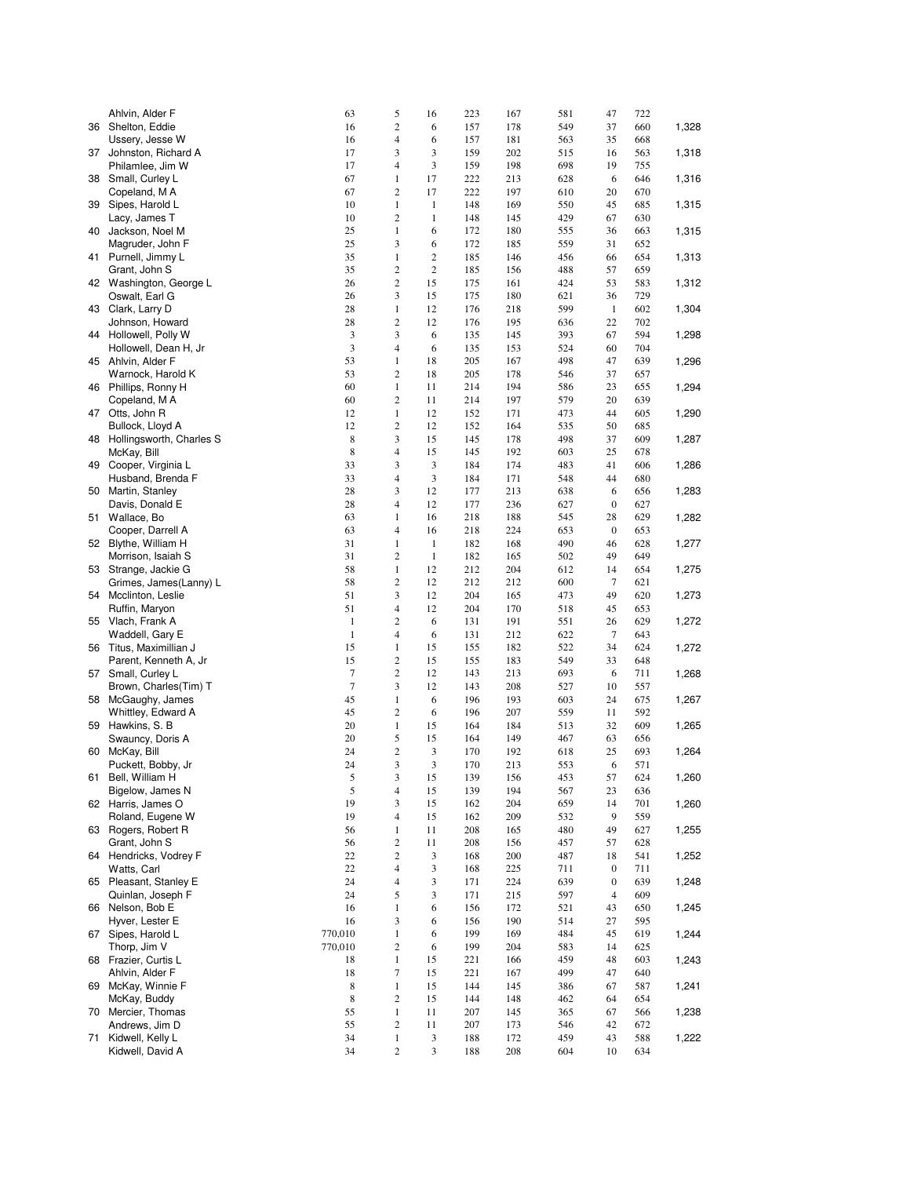| | | | | | | | | | | |
|---|---|---|---|---|---|---|---|---|---|---|
| | Ahlvin, Alder F | 63 | 5 | 16 | 223 | 167 | 581 | 47 | 722 | |
| 36 | Shelton, Eddie | 16 | 2 | 6 | 157 | 178 | 549 | 37 | 660 | 1,328 |
| | Ussery, Jesse W | 16 | 4 | 6 | 157 | 181 | 563 | 35 | 668 | |
| 37 | Johnston, Richard A | 17 | 3 | 3 | 159 | 202 | 515 | 16 | 563 | 1,318 |
| | Philamlee, Jim W | 17 | 4 | 3 | 159 | 198 | 698 | 19 | 755 | |
| 38 | Small, Curley L | 67 | 1 | 17 | 222 | 213 | 628 | 6 | 646 | 1,316 |
| | Copeland, M A | 67 | 2 | 17 | 222 | 197 | 610 | 20 | 670 | |
| 39 | Sipes, Harold L | 10 | 1 | 1 | 148 | 169 | 550 | 45 | 685 | 1,315 |
| | Lacy, James T | 10 | 2 | 1 | 148 | 145 | 429 | 67 | 630 | |
| 40 | Jackson, Noel M | 25 | 1 | 6 | 172 | 180 | 555 | 36 | 663 | 1,315 |
| | Magruder, John F | 25 | 3 | 6 | 172 | 185 | 559 | 31 | 652 | |
| 41 | Purnell, Jimmy L | 35 | 1 | 2 | 185 | 146 | 456 | 66 | 654 | 1,313 |
| | Grant, John S | 35 | 2 | 2 | 185 | 156 | 488 | 57 | 659 | |
| 42 | Washington, George L | 26 | 2 | 15 | 175 | 161 | 424 | 53 | 583 | 1,312 |
| | Oswalt, Earl G | 26 | 3 | 15 | 175 | 180 | 621 | 36 | 729 | |
| 43 | Clark, Larry D | 28 | 1 | 12 | 176 | 218 | 599 | 1 | 602 | 1,304 |
| | Johnson, Howard | 28 | 2 | 12 | 176 | 195 | 636 | 22 | 702 | |
| 44 | Hollowell, Polly W | 3 | 3 | 6 | 135 | 145 | 393 | 67 | 594 | 1,298 |
| | Hollowell, Dean H, Jr | 3 | 4 | 6 | 135 | 153 | 524 | 60 | 704 | |
| 45 | Ahlvin, Alder F | 53 | 1 | 18 | 205 | 167 | 498 | 47 | 639 | 1,296 |
| | Warnock, Harold K | 53 | 2 | 18 | 205 | 178 | 546 | 37 | 657 | |
| 46 | Phillips, Ronny H | 60 | 1 | 11 | 214 | 194 | 586 | 23 | 655 | 1,294 |
| | Copeland, M A | 60 | 2 | 11 | 214 | 197 | 579 | 20 | 639 | |
| 47 | Otts, John R | 12 | 1 | 12 | 152 | 171 | 473 | 44 | 605 | 1,290 |
| | Bullock, Lloyd A | 12 | 2 | 12 | 152 | 164 | 535 | 50 | 685 | |
| 48 | Hollingsworth, Charles S | 8 | 3 | 15 | 145 | 178 | 498 | 37 | 609 | 1,287 |
| | McKay, Bill | 8 | 4 | 15 | 145 | 192 | 603 | 25 | 678 | |
| 49 | Cooper, Virginia L | 33 | 3 | 3 | 184 | 174 | 483 | 41 | 606 | 1,286 |
| | Husband, Brenda F | 33 | 4 | 3 | 184 | 171 | 548 | 44 | 680 | |
| 50 | Martin, Stanley | 28 | 3 | 12 | 177 | 213 | 638 | 6 | 656 | 1,283 |
| | Davis, Donald E | 28 | 4 | 12 | 177 | 236 | 627 | 0 | 627 | |
| 51 | Wallace, Bo | 63 | 1 | 16 | 218 | 188 | 545 | 28 | 629 | 1,282 |
| | Cooper, Darrell A | 63 | 4 | 16 | 218 | 224 | 653 | 0 | 653 | |
| 52 | Blythe, William H | 31 | 1 | 1 | 182 | 168 | 490 | 46 | 628 | 1,277 |
| | Morrison, Isaiah S | 31 | 2 | 1 | 182 | 165 | 502 | 49 | 649 | |
| 53 | Strange, Jackie G | 58 | 1 | 12 | 212 | 204 | 612 | 14 | 654 | 1,275 |
| | Grimes, James(Lanny) L | 58 | 2 | 12 | 212 | 212 | 600 | 7 | 621 | |
| 54 | Mcclinton, Leslie | 51 | 3 | 12 | 204 | 165 | 473 | 49 | 620 | 1,273 |
| | Ruffin, Maryon | 51 | 4 | 12 | 204 | 170 | 518 | 45 | 653 | |
| 55 | Vlach, Frank A | 1 | 2 | 6 | 131 | 191 | 551 | 26 | 629 | 1,272 |
| | Waddell, Gary E | 1 | 4 | 6 | 131 | 212 | 622 | 7 | 643 | |
| 56 | Titus, Maximillian J | 15 | 1 | 15 | 155 | 182 | 522 | 34 | 624 | 1,272 |
| | Parent, Kenneth A, Jr | 15 | 2 | 15 | 155 | 183 | 549 | 33 | 648 | |
| 57 | Small, Curley L | 7 | 2 | 12 | 143 | 213 | 693 | 6 | 711 | 1,268 |
| | Brown, Charles(Tim) T | 7 | 3 | 12 | 143 | 208 | 527 | 10 | 557 | |
| 58 | McGaughy, James | 45 | 1 | 6 | 196 | 193 | 603 | 24 | 675 | 1,267 |
| | Whittley, Edward A | 45 | 2 | 6 | 196 | 207 | 559 | 11 | 592 | |
| 59 | Hawkins, S. B | 20 | 1 | 15 | 164 | 184 | 513 | 32 | 609 | 1,265 |
| | Swauncy, Doris A | 20 | 5 | 15 | 164 | 149 | 467 | 63 | 656 | |
| 60 | McKay, Bill | 24 | 2 | 3 | 170 | 192 | 618 | 25 | 693 | 1,264 |
| | Puckett, Bobby, Jr | 24 | 3 | 3 | 170 | 213 | 553 | 6 | 571 | |
| 61 | Bell, William H | 5 | 3 | 15 | 139 | 156 | 453 | 57 | 624 | 1,260 |
| | Bigelow, James N | 5 | 4 | 15 | 139 | 194 | 567 | 23 | 636 | |
| 62 | Harris, James O | 19 | 3 | 15 | 162 | 204 | 659 | 14 | 701 | 1,260 |
| | Roland, Eugene W | 19 | 4 | 15 | 162 | 209 | 532 | 9 | 559 | |
| 63 | Rogers, Robert R | 56 | 1 | 11 | 208 | 165 | 480 | 49 | 627 | 1,255 |
| | Grant, John S | 56 | 2 | 11 | 208 | 156 | 457 | 57 | 628 | |
| 64 | Hendricks, Vodrey F | 22 | 2 | 3 | 168 | 200 | 487 | 18 | 541 | 1,252 |
| | Watts, Carl | 22 | 4 | 3 | 168 | 225 | 711 | 0 | 711 | |
| 65 | Pleasant, Stanley E | 24 | 4 | 3 | 171 | 224 | 639 | 0 | 639 | 1,248 |
| | Quinlan, Joseph F | 24 | 5 | 3 | 171 | 215 | 597 | 4 | 609 | |
| 66 | Nelson, Bob E | 16 | 1 | 6 | 156 | 172 | 521 | 43 | 650 | 1,245 |
| | Hyver, Lester E | 16 | 3 | 6 | 156 | 190 | 514 | 27 | 595 | |
| 67 | Sipes, Harold L | 770,010 | 1 | 6 | 199 | 169 | 484 | 45 | 619 | 1,244 |
| | Thorp, Jim V | 770,010 | 2 | 6 | 199 | 204 | 583 | 14 | 625 | |
| 68 | Frazier, Curtis L | 18 | 1 | 15 | 221 | 166 | 459 | 48 | 603 | 1,243 |
| | Ahlvin, Alder F | 18 | 7 | 15 | 221 | 167 | 499 | 47 | 640 | |
| 69 | McKay, Winnie F | 8 | 1 | 15 | 144 | 145 | 386 | 67 | 587 | 1,241 |
| | McKay, Buddy | 8 | 2 | 15 | 144 | 148 | 462 | 64 | 654 | |
| 70 | Mercier, Thomas | 55 | 1 | 11 | 207 | 145 | 365 | 67 | 566 | 1,238 |
| | Andrews, Jim D | 55 | 2 | 11 | 207 | 173 | 546 | 42 | 672 | |
| 71 | Kidwell, Kelly L | 34 | 1 | 3 | 188 | 172 | 459 | 43 | 588 | 1,222 |
| | Kidwell, David A | 34 | 2 | 3 | 188 | 208 | 604 | 10 | 634 | |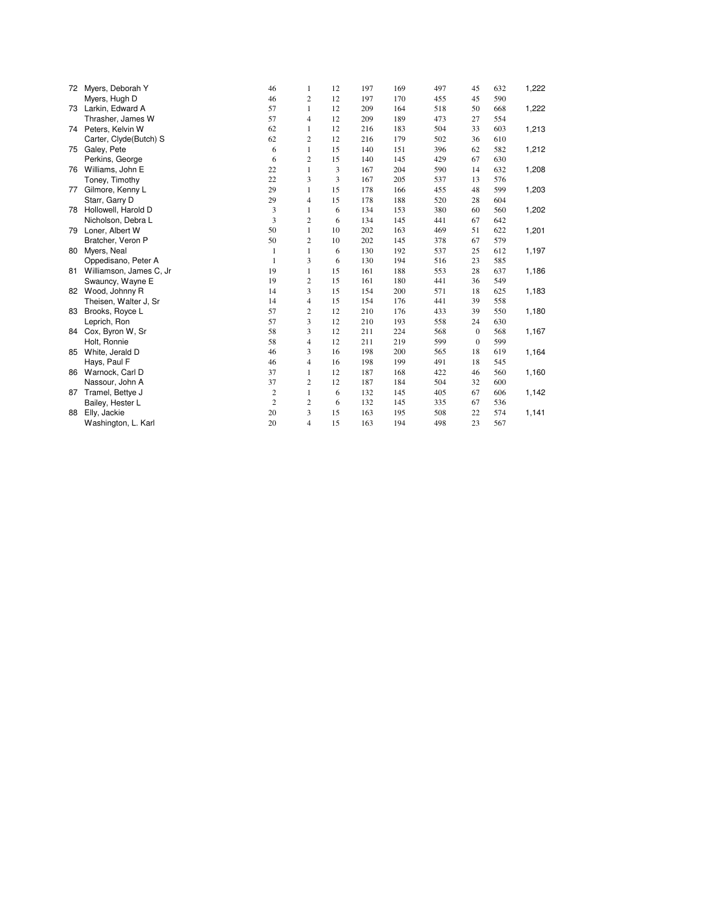| | | | | | | | | | | |
|---|---|---|---|---|---|---|---|---|---|---|
| 72 | Myers, Deborah Y | 46 | 1 | 12 | 197 | 169 | 497 | 45 | 632 | 1,222 |
| | Myers, Hugh D | 46 | 2 | 12 | 197 | 170 | 455 | 45 | 590 | |
| 73 | Larkin, Edward A | 57 | 1 | 12 | 209 | 164 | 518 | 50 | 668 | 1,222 |
| | Thrasher, James W | 57 | 4 | 12 | 209 | 189 | 473 | 27 | 554 | |
| 74 | Peters, Kelvin W | 62 | 1 | 12 | 216 | 183 | 504 | 33 | 603 | 1,213 |
| | Carter, Clyde(Butch) S | 62 | 2 | 12 | 216 | 179 | 502 | 36 | 610 | |
| 75 | Galey, Pete | 6 | 1 | 15 | 140 | 151 | 396 | 62 | 582 | 1,212 |
| | Perkins, George | 6 | 2 | 15 | 140 | 145 | 429 | 67 | 630 | |
| 76 | Williams, John E | 22 | 1 | 3 | 167 | 204 | 590 | 14 | 632 | 1,208 |
| | Toney, Timothy | 22 | 3 | 3 | 167 | 205 | 537 | 13 | 576 | |
| 77 | Gilmore, Kenny L | 29 | 1 | 15 | 178 | 166 | 455 | 48 | 599 | 1,203 |
| | Starr, Garry D | 29 | 4 | 15 | 178 | 188 | 520 | 28 | 604 | |
| 78 | Hollowell, Harold D | 3 | 1 | 6 | 134 | 153 | 380 | 60 | 560 | 1,202 |
| | Nicholson, Debra L | 3 | 2 | 6 | 134 | 145 | 441 | 67 | 642 | |
| 79 | Loner, Albert W | 50 | 1 | 10 | 202 | 163 | 469 | 51 | 622 | 1,201 |
| | Bratcher, Veron P | 50 | 2 | 10 | 202 | 145 | 378 | 67 | 579 | |
| 80 | Myers, Neal | 1 | 1 | 6 | 130 | 192 | 537 | 25 | 612 | 1,197 |
| | Oppedisano, Peter A | 1 | 3 | 6 | 130 | 194 | 516 | 23 | 585 | |
| 81 | Williamson, James C, Jr | 19 | 1 | 15 | 161 | 188 | 553 | 28 | 637 | 1,186 |
| | Swauncy, Wayne E | 19 | 2 | 15 | 161 | 180 | 441 | 36 | 549 | |
| 82 | Wood, Johnny R | 14 | 3 | 15 | 154 | 200 | 571 | 18 | 625 | 1,183 |
| | Theisen, Walter J, Sr | 14 | 4 | 15 | 154 | 176 | 441 | 39 | 558 | |
| 83 | Brooks, Royce L | 57 | 2 | 12 | 210 | 176 | 433 | 39 | 550 | 1,180 |
| | Leprich, Ron | 57 | 3 | 12 | 210 | 193 | 558 | 24 | 630 | |
| 84 | Cox, Byron W, Sr | 58 | 3 | 12 | 211 | 224 | 568 | 0 | 568 | 1,167 |
| | Holt, Ronnie | 58 | 4 | 12 | 211 | 219 | 599 | 0 | 599 | |
| 85 | White, Jerald D | 46 | 3 | 16 | 198 | 200 | 565 | 18 | 619 | 1,164 |
| | Hays, Paul F | 46 | 4 | 16 | 198 | 199 | 491 | 18 | 545 | |
| 86 | Warnock, Carl D | 37 | 1 | 12 | 187 | 168 | 422 | 46 | 560 | 1,160 |
| | Nassour, John A | 37 | 2 | 12 | 187 | 184 | 504 | 32 | 600 | |
| 87 | Tramel, Bettye J | 2 | 1 | 6 | 132 | 145 | 405 | 67 | 606 | 1,142 |
| | Bailey, Hester L | 2 | 2 | 6 | 132 | 145 | 335 | 67 | 536 | |
| 88 | Elly, Jackie | 20 | 3 | 15 | 163 | 195 | 508 | 22 | 574 | 1,141 |
| | Washington, L. Karl | 20 | 4 | 15 | 163 | 194 | 498 | 23 | 567 | |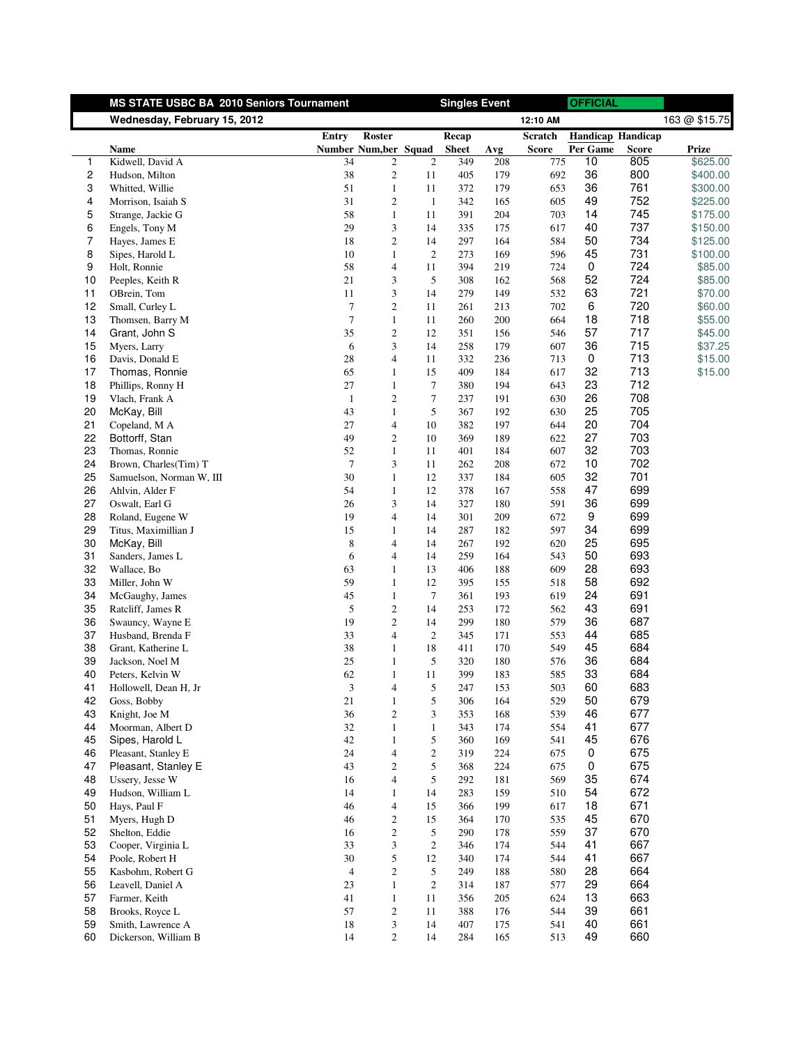**MS STATE USBC BA 2010 Seniors Tournament** — **Singles Event** — **OFFICIAL**

**Wednesday, February 15, 2012** — 12:10 AM — 163 @ $15.75

| | Name | Entry Number | Roster Num,ber | Squad | Recap Sheet | Avg | Scratch Score | Handicap Per Game | Handicap Score | Prize |
|---|---|---|---|---|---|---|---|---|---|---|
| 1 | Kidwell, David A | 34 | 2 | 2 | 349 | 208 | 775 | 10 | 805 | $625.00 |
| 2 | Hudson, Milton | 38 | 2 | 11 | 405 | 179 | 692 | 36 | 800 | $400.00 |
| 3 | Whitted, Willie | 51 | 1 | 11 | 372 | 179 | 653 | 36 | 761 | $300.00 |
| 4 | Morrison, Isaiah S | 31 | 2 | 1 | 342 | 165 | 605 | 49 | 752 | $225.00 |
| 5 | Strange, Jackie G | 58 | 1 | 11 | 391 | 204 | 703 | 14 | 745 | $175.00 |
| 6 | Engels, Tony M | 29 | 3 | 14 | 335 | 175 | 617 | 40 | 737 | $150.00 |
| 7 | Hayes, James E | 18 | 2 | 14 | 297 | 164 | 584 | 50 | 734 | $125.00 |
| 8 | Sipes, Harold L | 10 | 1 | 2 | 273 | 169 | 596 | 45 | 731 | $100.00 |
| 9 | Holt, Ronnie | 58 | 4 | 11 | 394 | 219 | 724 | 0 | 724 | $85.00 |
| 10 | Peeples, Keith R | 21 | 3 | 5 | 308 | 162 | 568 | 52 | 724 | $85.00 |
| 11 | OBrein, Tom | 11 | 3 | 14 | 279 | 149 | 532 | 63 | 721 | $70.00 |
| 12 | Small, Curley L | 7 | 2 | 11 | 261 | 213 | 702 | 6 | 720 | $60.00 |
| 13 | Thomsen, Barry M | 7 | 1 | 11 | 260 | 200 | 664 | 18 | 718 | $55.00 |
| 14 | Grant, John S | 35 | 2 | 12 | 351 | 156 | 546 | 57 | 717 | $45.00 |
| 15 | Myers, Larry | 6 | 3 | 14 | 258 | 179 | 607 | 36 | 715 | $37.25 |
| 16 | Davis, Donald E | 28 | 4 | 11 | 332 | 236 | 713 | 0 | 713 | $15.00 |
| 17 | Thomas, Ronnie | 65 | 1 | 15 | 409 | 184 | 617 | 32 | 713 | $15.00 |
| 18 | Phillips, Ronny H | 27 | 1 | 7 | 380 | 194 | 643 | 23 | 712 | |
| 19 | Vlach, Frank A | 1 | 2 | 7 | 237 | 191 | 630 | 26 | 708 | |
| 20 | McKay, Bill | 43 | 1 | 5 | 367 | 192 | 630 | 25 | 705 | |
| 21 | Copeland, M A | 27 | 4 | 10 | 382 | 197 | 644 | 20 | 704 | |
| 22 | Bottorff, Stan | 49 | 2 | 10 | 369 | 189 | 622 | 27 | 703 | |
| 23 | Thomas, Ronnie | 52 | 1 | 11 | 401 | 184 | 607 | 32 | 703 | |
| 24 | Brown, Charles(Tim) T | 7 | 3 | 11 | 262 | 208 | 672 | 10 | 702 | |
| 25 | Samuelson, Norman W, III | 30 | 1 | 12 | 337 | 184 | 605 | 32 | 701 | |
| 26 | Ahlvin, Alder F | 54 | 1 | 12 | 378 | 167 | 558 | 47 | 699 | |
| 27 | Oswalt, Earl G | 26 | 3 | 14 | 327 | 180 | 591 | 36 | 699 | |
| 28 | Roland, Eugene W | 19 | 4 | 14 | 301 | 209 | 672 | 9 | 699 | |
| 29 | Titus, Maximillian J | 15 | 1 | 14 | 287 | 182 | 597 | 34 | 699 | |
| 30 | McKay, Bill | 8 | 4 | 14 | 267 | 192 | 620 | 25 | 695 | |
| 31 | Sanders, James L | 6 | 4 | 14 | 259 | 164 | 543 | 50 | 693 | |
| 32 | Wallace, Bo | 63 | 1 | 13 | 406 | 188 | 609 | 28 | 693 | |
| 33 | Miller, John W | 59 | 1 | 12 | 395 | 155 | 518 | 58 | 692 | |
| 34 | McGaughy, James | 45 | 1 | 7 | 361 | 193 | 619 | 24 | 691 | |
| 35 | Ratcliff, James R | 5 | 2 | 14 | 253 | 172 | 562 | 43 | 691 | |
| 36 | Swauncy, Wayne E | 19 | 2 | 14 | 299 | 180 | 579 | 36 | 687 | |
| 37 | Husband, Brenda F | 33 | 4 | 2 | 345 | 171 | 553 | 44 | 685 | |
| 38 | Grant, Katherine L | 38 | 1 | 18 | 411 | 170 | 549 | 45 | 684 | |
| 39 | Jackson, Noel M | 25 | 1 | 5 | 320 | 180 | 576 | 36 | 684 | |
| 40 | Peters, Kelvin W | 62 | 1 | 11 | 399 | 183 | 585 | 33 | 684 | |
| 41 | Hollowell, Dean H, Jr | 3 | 4 | 5 | 247 | 153 | 503 | 60 | 683 | |
| 42 | Goss, Bobby | 21 | 1 | 5 | 306 | 164 | 529 | 50 | 679 | |
| 43 | Knight, Joe M | 36 | 2 | 3 | 353 | 168 | 539 | 46 | 677 | |
| 44 | Moorman, Albert D | 32 | 1 | 1 | 343 | 174 | 554 | 41 | 677 | |
| 45 | Sipes, Harold L | 42 | 1 | 5 | 360 | 169 | 541 | 45 | 676 | |
| 46 | Pleasant, Stanley E | 24 | 4 | 2 | 319 | 224 | 675 | 0 | 675 | |
| 47 | Pleasant, Stanley E | 43 | 2 | 5 | 368 | 224 | 675 | 0 | 675 | |
| 48 | Ussery, Jesse W | 16 | 4 | 5 | 292 | 181 | 569 | 35 | 674 | |
| 49 | Hudson, William L | 14 | 1 | 14 | 283 | 159 | 510 | 54 | 672 | |
| 50 | Hays, Paul F | 46 | 4 | 15 | 366 | 199 | 617 | 18 | 671 | |
| 51 | Myers, Hugh D | 46 | 2 | 15 | 364 | 170 | 535 | 45 | 670 | |
| 52 | Shelton, Eddie | 16 | 2 | 5 | 290 | 178 | 559 | 37 | 670 | |
| 53 | Cooper, Virginia L | 33 | 3 | 2 | 346 | 174 | 544 | 41 | 667 | |
| 54 | Poole, Robert H | 30 | 5 | 12 | 340 | 174 | 544 | 41 | 667 | |
| 55 | Kasbohm, Robert G | 4 | 2 | 5 | 249 | 188 | 580 | 28 | 664 | |
| 56 | Leavell, Daniel A | 23 | 1 | 2 | 314 | 187 | 577 | 29 | 664 | |
| 57 | Farmer, Keith | 41 | 1 | 11 | 356 | 205 | 624 | 13 | 663 | |
| 58 | Brooks, Royce L | 57 | 2 | 11 | 388 | 176 | 544 | 39 | 661 | |
| 59 | Smith, Lawrence A | 18 | 3 | 14 | 407 | 175 | 541 | 40 | 661 | |
| 60 | Dickerson, William B | 14 | 2 | 14 | 284 | 165 | 513 | 49 | 660 | |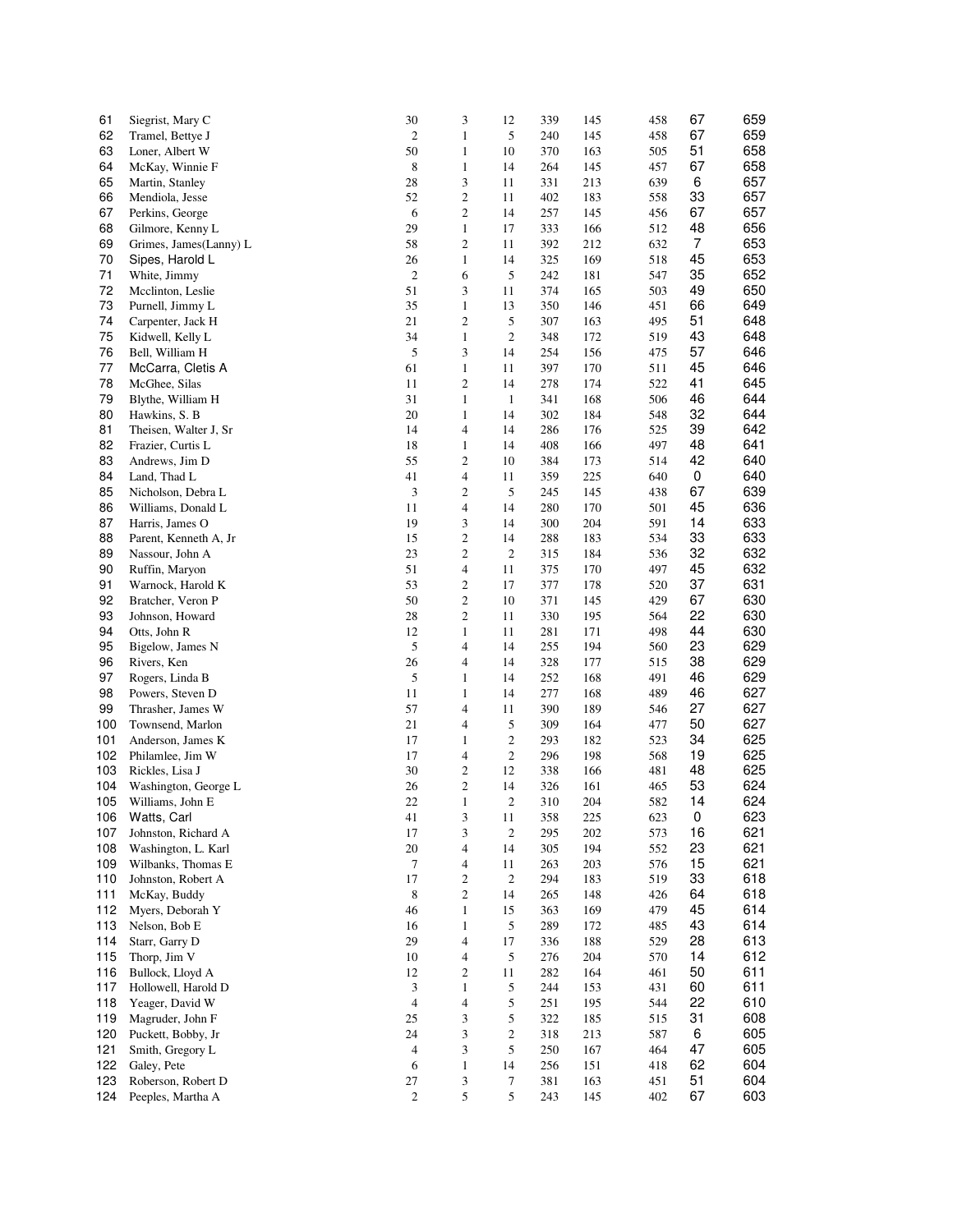| | | | | | | | | | |
|---|---|---|---|---|---|---|---|---|---|
| 61 | Siegrist, Mary C | 30 | 3 | 12 | 339 | 145 | 458 | 67 | 659 |
| 62 | Tramel, Bettye J | 2 | 1 | 5 | 240 | 145 | 458 | 67 | 659 |
| 63 | Loner, Albert W | 50 | 1 | 10 | 370 | 163 | 505 | 51 | 658 |
| 64 | McKay, Winnie F | 8 | 1 | 14 | 264 | 145 | 457 | 67 | 658 |
| 65 | Martin, Stanley | 28 | 3 | 11 | 331 | 213 | 639 | 6 | 657 |
| 66 | Mendiola, Jesse | 52 | 2 | 11 | 402 | 183 | 558 | 33 | 657 |
| 67 | Perkins, George | 6 | 2 | 14 | 257 | 145 | 456 | 67 | 657 |
| 68 | Gilmore, Kenny L | 29 | 1 | 17 | 333 | 166 | 512 | 48 | 656 |
| 69 | Grimes, James(Lanny) L | 58 | 2 | 11 | 392 | 212 | 632 | 7 | 653 |
| 70 | Sipes, Harold L | 26 | 1 | 14 | 325 | 169 | 518 | 45 | 653 |
| 71 | White, Jimmy | 2 | 6 | 5 | 242 | 181 | 547 | 35 | 652 |
| 72 | Mcclinton, Leslie | 51 | 3 | 11 | 374 | 165 | 503 | 49 | 650 |
| 73 | Purnell, Jimmy L | 35 | 1 | 13 | 350 | 146 | 451 | 66 | 649 |
| 74 | Carpenter, Jack H | 21 | 2 | 5 | 307 | 163 | 495 | 51 | 648 |
| 75 | Kidwell, Kelly L | 34 | 1 | 2 | 348 | 172 | 519 | 43 | 648 |
| 76 | Bell, William H | 5 | 3 | 14 | 254 | 156 | 475 | 57 | 646 |
| 77 | McCarra, Cletis A | 61 | 1 | 11 | 397 | 170 | 511 | 45 | 646 |
| 78 | McGhee, Silas | 11 | 2 | 14 | 278 | 174 | 522 | 41 | 645 |
| 79 | Blythe, William H | 31 | 1 | 1 | 341 | 168 | 506 | 46 | 644 |
| 80 | Hawkins, S. B | 20 | 1 | 14 | 302 | 184 | 548 | 32 | 644 |
| 81 | Theisen, Walter J, Sr | 14 | 4 | 14 | 286 | 176 | 525 | 39 | 642 |
| 82 | Frazier, Curtis L | 18 | 1 | 14 | 408 | 166 | 497 | 48 | 641 |
| 83 | Andrews, Jim D | 55 | 2 | 10 | 384 | 173 | 514 | 42 | 640 |
| 84 | Land, Thad L | 41 | 4 | 11 | 359 | 225 | 640 | 0 | 640 |
| 85 | Nicholson, Debra L | 3 | 2 | 5 | 245 | 145 | 438 | 67 | 639 |
| 86 | Williams, Donald L | 11 | 4 | 14 | 280 | 170 | 501 | 45 | 636 |
| 87 | Harris, James O | 19 | 3 | 14 | 300 | 204 | 591 | 14 | 633 |
| 88 | Parent, Kenneth A, Jr | 15 | 2 | 14 | 288 | 183 | 534 | 33 | 633 |
| 89 | Nassour, John A | 23 | 2 | 2 | 315 | 184 | 536 | 32 | 632 |
| 90 | Ruffin, Maryon | 51 | 4 | 11 | 375 | 170 | 497 | 45 | 632 |
| 91 | Warnock, Harold K | 53 | 2 | 17 | 377 | 178 | 520 | 37 | 631 |
| 92 | Bratcher, Veron P | 50 | 2 | 10 | 371 | 145 | 429 | 67 | 630 |
| 93 | Johnson, Howard | 28 | 2 | 11 | 330 | 195 | 564 | 22 | 630 |
| 94 | Otts, John R | 12 | 1 | 11 | 281 | 171 | 498 | 44 | 630 |
| 95 | Bigelow, James N | 5 | 4 | 14 | 255 | 194 | 560 | 23 | 629 |
| 96 | Rivers, Ken | 26 | 4 | 14 | 328 | 177 | 515 | 38 | 629 |
| 97 | Rogers, Linda B | 5 | 1 | 14 | 252 | 168 | 491 | 46 | 629 |
| 98 | Powers, Steven D | 11 | 1 | 14 | 277 | 168 | 489 | 46 | 627 |
| 99 | Thrasher, James W | 57 | 4 | 11 | 390 | 189 | 546 | 27 | 627 |
| 100 | Townsend, Marlon | 21 | 4 | 5 | 309 | 164 | 477 | 50 | 627 |
| 101 | Anderson, James K | 17 | 1 | 2 | 293 | 182 | 523 | 34 | 625 |
| 102 | Philamlee, Jim W | 17 | 4 | 2 | 296 | 198 | 568 | 19 | 625 |
| 103 | Rickles, Lisa J | 30 | 2 | 12 | 338 | 166 | 481 | 48 | 625 |
| 104 | Washington, George L | 26 | 2 | 14 | 326 | 161 | 465 | 53 | 624 |
| 105 | Williams, John E | 22 | 1 | 2 | 310 | 204 | 582 | 14 | 624 |
| 106 | Watts, Carl | 41 | 3 | 11 | 358 | 225 | 623 | 0 | 623 |
| 107 | Johnston, Richard A | 17 | 3 | 2 | 295 | 202 | 573 | 16 | 621 |
| 108 | Washington, L. Karl | 20 | 4 | 14 | 305 | 194 | 552 | 23 | 621 |
| 109 | Wilbanks, Thomas E | 7 | 4 | 11 | 263 | 203 | 576 | 15 | 621 |
| 110 | Johnston, Robert A | 17 | 2 | 2 | 294 | 183 | 519 | 33 | 618 |
| 111 | McKay, Buddy | 8 | 2 | 14 | 265 | 148 | 426 | 64 | 618 |
| 112 | Myers, Deborah Y | 46 | 1 | 15 | 363 | 169 | 479 | 45 | 614 |
| 113 | Nelson, Bob E | 16 | 1 | 5 | 289 | 172 | 485 | 43 | 614 |
| 114 | Starr, Garry D | 29 | 4 | 17 | 336 | 188 | 529 | 28 | 613 |
| 115 | Thorp, Jim V | 10 | 4 | 5 | 276 | 204 | 570 | 14 | 612 |
| 116 | Bullock, Lloyd A | 12 | 2 | 11 | 282 | 164 | 461 | 50 | 611 |
| 117 | Hollowell, Harold D | 3 | 1 | 5 | 244 | 153 | 431 | 60 | 611 |
| 118 | Yeager, David W | 4 | 4 | 5 | 251 | 195 | 544 | 22 | 610 |
| 119 | Magruder, John F | 25 | 3 | 5 | 322 | 185 | 515 | 31 | 608 |
| 120 | Puckett, Bobby, Jr | 24 | 3 | 2 | 318 | 213 | 587 | 6 | 605 |
| 121 | Smith, Gregory L | 4 | 3 | 5 | 250 | 167 | 464 | 47 | 605 |
| 122 | Galey, Pete | 6 | 1 | 14 | 256 | 151 | 418 | 62 | 604 |
| 123 | Roberson, Robert D | 27 | 3 | 7 | 381 | 163 | 451 | 51 | 604 |
| 124 | Peeples, Martha A | 2 | 5 | 5 | 243 | 145 | 402 | 67 | 603 |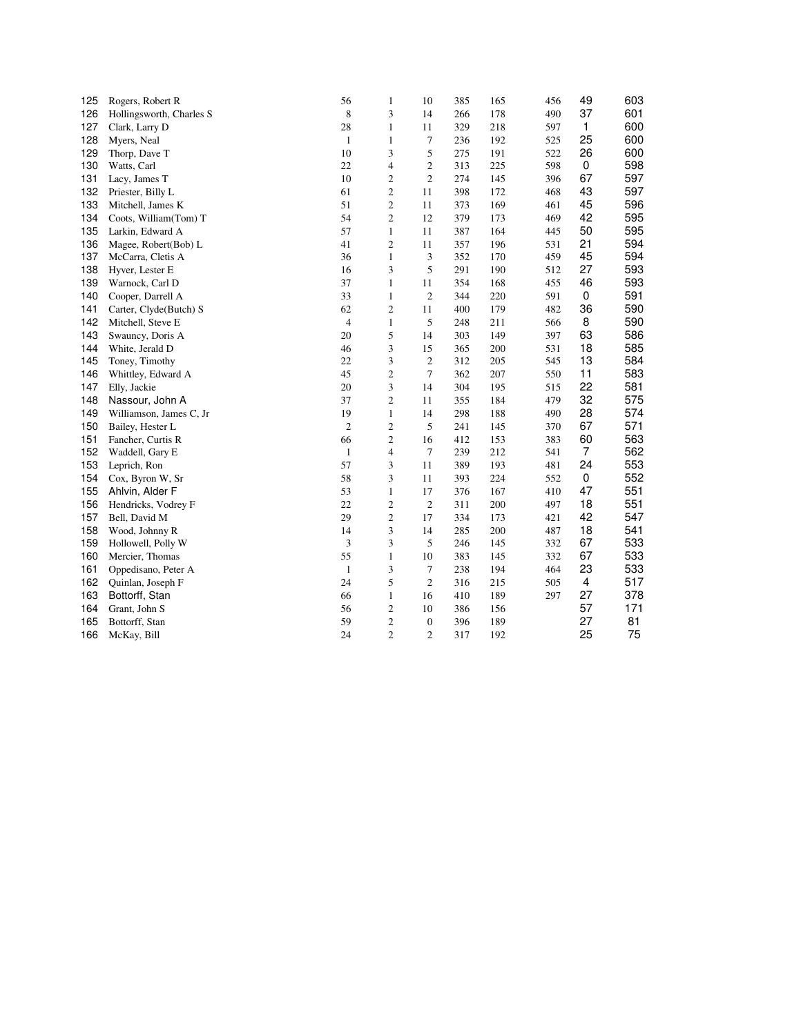| | | | | | | | | | |
|---|---|---|---|---|---|---|---|---|---|
| 125 | Rogers, Robert R | 56 | 1 | 10 | 385 | 165 | 456 | 49 | 603 |
| 126 | Hollingsworth, Charles S | 8 | 3 | 14 | 266 | 178 | 490 | 37 | 601 |
| 127 | Clark, Larry D | 28 | 1 | 11 | 329 | 218 | 597 | 1 | 600 |
| 128 | Myers, Neal | 1 | 1 | 7 | 236 | 192 | 525 | 25 | 600 |
| 129 | Thorp, Dave T | 10 | 3 | 5 | 275 | 191 | 522 | 26 | 600 |
| 130 | Watts, Carl | 22 | 4 | 2 | 313 | 225 | 598 | 0 | 598 |
| 131 | Lacy, James T | 10 | 2 | 2 | 274 | 145 | 396 | 67 | 597 |
| 132 | Priester, Billy L | 61 | 2 | 11 | 398 | 172 | 468 | 43 | 597 |
| 133 | Mitchell, James K | 51 | 2 | 11 | 373 | 169 | 461 | 45 | 596 |
| 134 | Coots, William(Tom) T | 54 | 2 | 12 | 379 | 173 | 469 | 42 | 595 |
| 135 | Larkin, Edward A | 57 | 1 | 11 | 387 | 164 | 445 | 50 | 595 |
| 136 | Magee, Robert(Bob) L | 41 | 2 | 11 | 357 | 196 | 531 | 21 | 594 |
| 137 | McCarra, Cletis A | 36 | 1 | 3 | 352 | 170 | 459 | 45 | 594 |
| 138 | Hyver, Lester E | 16 | 3 | 5 | 291 | 190 | 512 | 27 | 593 |
| 139 | Warnock, Carl D | 37 | 1 | 11 | 354 | 168 | 455 | 46 | 593 |
| 140 | Cooper, Darrell A | 33 | 1 | 2 | 344 | 220 | 591 | 0 | 591 |
| 141 | Carter, Clyde(Butch) S | 62 | 2 | 11 | 400 | 179 | 482 | 36 | 590 |
| 142 | Mitchell, Steve E | 4 | 1 | 5 | 248 | 211 | 566 | 8 | 590 |
| 143 | Swauncy, Doris A | 20 | 5 | 14 | 303 | 149 | 397 | 63 | 586 |
| 144 | White, Jerald D | 46 | 3 | 15 | 365 | 200 | 531 | 18 | 585 |
| 145 | Toney, Timothy | 22 | 3 | 2 | 312 | 205 | 545 | 13 | 584 |
| 146 | Whittley, Edward A | 45 | 2 | 7 | 362 | 207 | 550 | 11 | 583 |
| 147 | Elly, Jackie | 20 | 3 | 14 | 304 | 195 | 515 | 22 | 581 |
| 148 | Nassour, John A | 37 | 2 | 11 | 355 | 184 | 479 | 32 | 575 |
| 149 | Williamson, James C, Jr | 19 | 1 | 14 | 298 | 188 | 490 | 28 | 574 |
| 150 | Bailey, Hester L | 2 | 2 | 5 | 241 | 145 | 370 | 67 | 571 |
| 151 | Fancher, Curtis R | 66 | 2 | 16 | 412 | 153 | 383 | 60 | 563 |
| 152 | Waddell, Gary E | 1 | 4 | 7 | 239 | 212 | 541 | 7 | 562 |
| 153 | Leprich, Ron | 57 | 3 | 11 | 389 | 193 | 481 | 24 | 553 |
| 154 | Cox, Byron W, Sr | 58 | 3 | 11 | 393 | 224 | 552 | 0 | 552 |
| 155 | Ahlvin, Alder F | 53 | 1 | 17 | 376 | 167 | 410 | 47 | 551 |
| 156 | Hendricks, Vodrey F | 22 | 2 | 2 | 311 | 200 | 497 | 18 | 551 |
| 157 | Bell, David M | 29 | 2 | 17 | 334 | 173 | 421 | 42 | 547 |
| 158 | Wood, Johnny R | 14 | 3 | 14 | 285 | 200 | 487 | 18 | 541 |
| 159 | Hollowell, Polly W | 3 | 3 | 5 | 246 | 145 | 332 | 67 | 533 |
| 160 | Mercier, Thomas | 55 | 1 | 10 | 383 | 145 | 332 | 67 | 533 |
| 161 | Oppedisano, Peter A | 1 | 3 | 7 | 238 | 194 | 464 | 23 | 533 |
| 162 | Quinlan, Joseph F | 24 | 5 | 2 | 316 | 215 | 505 | 4 | 517 |
| 163 | Bottorff, Stan | 66 | 1 | 16 | 410 | 189 | 297 | 27 | 378 |
| 164 | Grant, John S | 56 | 2 | 10 | 386 | 156 | | 57 | 171 |
| 165 | Bottorff, Stan | 59 | 2 | 0 | 396 | 189 | | 27 | 81 |
| 166 | McKay, Bill | 24 | 2 | 2 | 317 | 192 | | 25 | 75 |